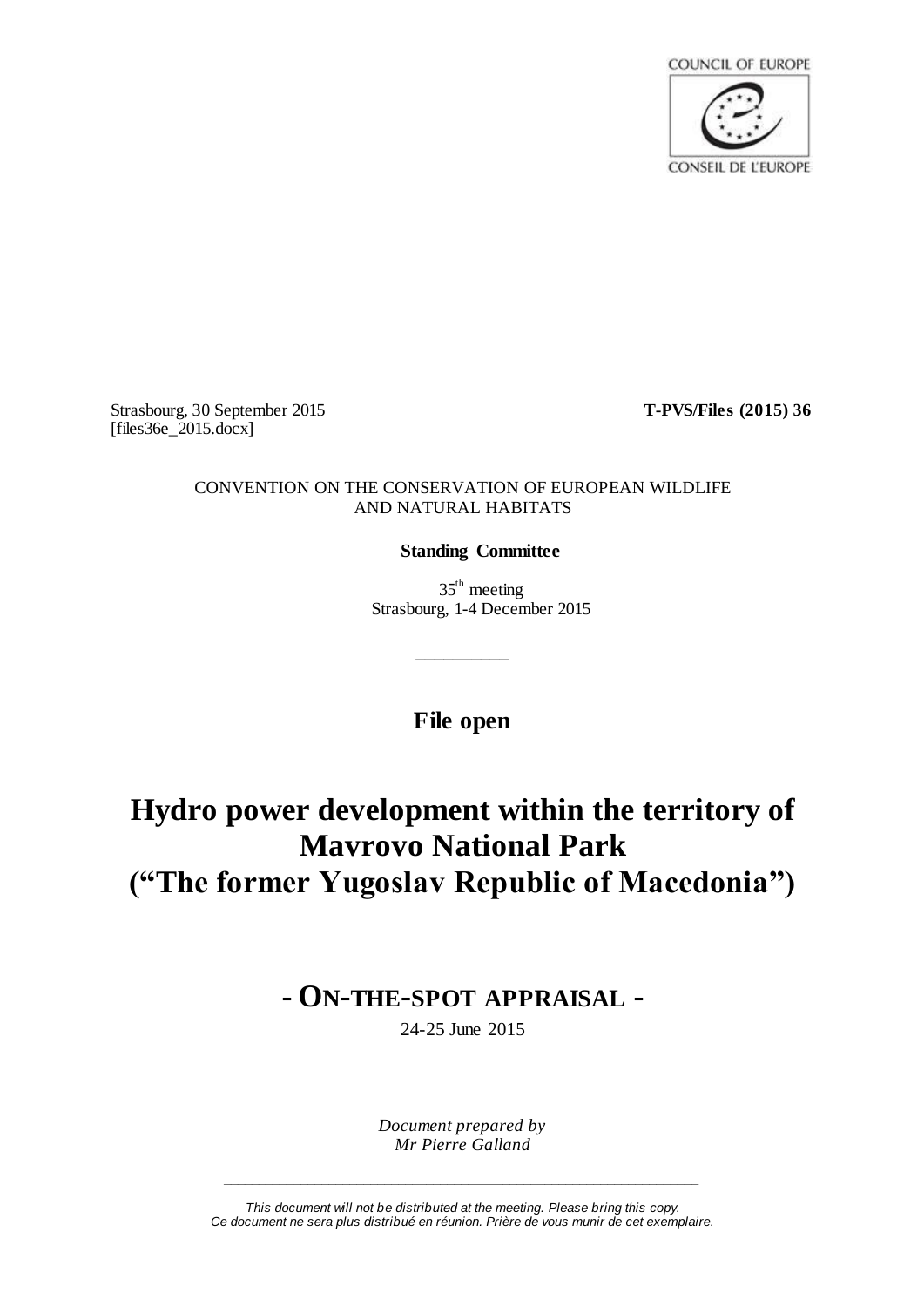COUNCIL OF EUROPE

CONSEIL DE L'EUROPE

Strasbourg, 30 September 2015
[files36e_2015.docx]

**T-PVS/Files (2015) 36**

CONVENTION ON THE CONSERVATION OF EUROPEAN WILDLIFE AND NATURAL HABITATS

**Standing Committee**

35th meeting
Strasbourg, 1-4 December 2015

__________

**File open**

# Hydro power development within the territory of Mavrovo National Park ("The former Yugoslav Republic of Macedonia")

## - ON-THE-SPOT APPRAISAL -

24-25 June 2015

*Document prepared by*
*Mr Pierre Galland*

*This document will not be distributed at the meeting. Please bring this copy.*
*Ce document ne sera plus distribué en réunion. Prière de vous munir de cet exemplaire.*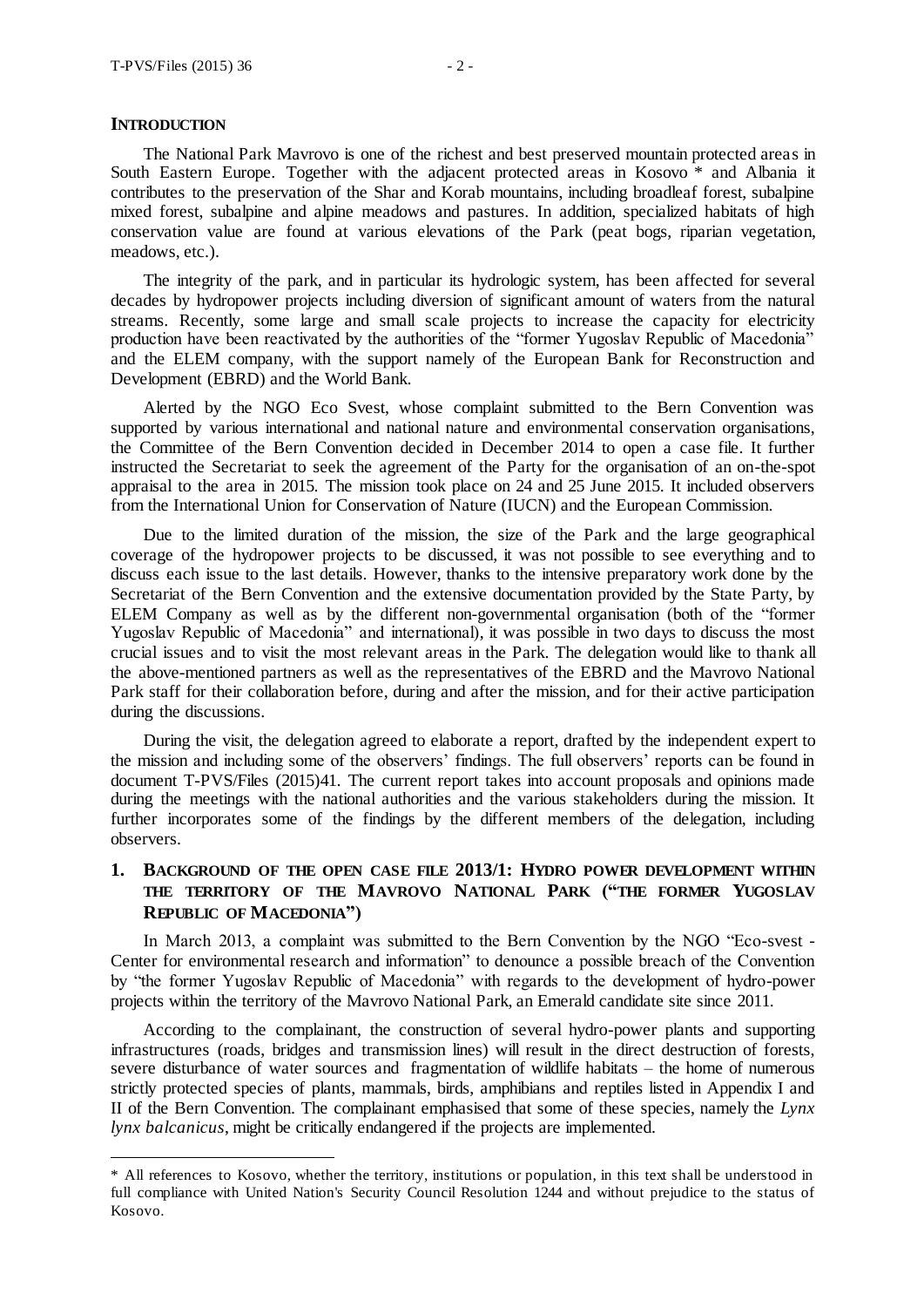## INTRODUCTION

The National Park Mavrovo is one of the richest and best preserved mountain protected areas in South Eastern Europe. Together with the adjacent protected areas in Kosovo * and Albania it contributes to the preservation of the Shar and Korab mountains, including broadleaf forest, subalpine mixed forest, subalpine and alpine meadows and pastures. In addition, specialized habitats of high conservation value are found at various elevations of the Park (peat bogs, riparian vegetation, meadows, etc.).

The integrity of the park, and in particular its hydrologic system, has been affected for several decades by hydropower projects including diversion of significant amount of waters from the natural streams. Recently, some large and small scale projects to increase the capacity for electricity production have been reactivated by the authorities of the "former Yugoslav Republic of Macedonia" and the ELEM company, with the support namely of the European Bank for Reconstruction and Development (EBRD) and the World Bank.

Alerted by the NGO Eco Svest, whose complaint submitted to the Bern Convention was supported by various international and national nature and environmental conservation organisations, the Committee of the Bern Convention decided in December 2014 to open a case file. It further instructed the Secretariat to seek the agreement of the Party for the organisation of an on-the-spot appraisal to the area in 2015. The mission took place on 24 and 25 June 2015. It included observers from the International Union for Conservation of Nature (IUCN) and the European Commission.

Due to the limited duration of the mission, the size of the Park and the large geographical coverage of the hydropower projects to be discussed, it was not possible to see everything and to discuss each issue to the last details. However, thanks to the intensive preparatory work done by the Secretariat of the Bern Convention and the extensive documentation provided by the State Party, by ELEM Company as well as by the different non-governmental organisation (both of the "former Yugoslav Republic of Macedonia" and international), it was possible in two days to discuss the most crucial issues and to visit the most relevant areas in the Park. The delegation would like to thank all the above-mentioned partners as well as the representatives of the EBRD and the Mavrovo National Park staff for their collaboration before, during and after the mission, and for their active participation during the discussions.

During the visit, the delegation agreed to elaborate a report, drafted by the independent expert to the mission and including some of the observers' findings. The full observers' reports can be found in document T-PVS/Files (2015)41. The current report takes into account proposals and opinions made during the meetings with the national authorities and the various stakeholders during the mission. It further incorporates some of the findings by the different members of the delegation, including observers.

## 1. BACKGROUND OF THE OPEN CASE FILE 2013/1: HYDRO POWER DEVELOPMENT WITHIN THE TERRITORY OF THE MAVROVO NATIONAL PARK ("THE FORMER YUGOSLAV REPUBLIC OF MACEDONIA")

In March 2013, a complaint was submitted to the Bern Convention by the NGO "Eco-svest - Center for environmental research and information" to denounce a possible breach of the Convention by "the former Yugoslav Republic of Macedonia" with regards to the development of hydro-power projects within the territory of the Mavrovo National Park, an Emerald candidate site since 2011.

According to the complainant, the construction of several hydro-power plants and supporting infrastructures (roads, bridges and transmission lines) will result in the direct destruction of forests, severe disturbance of water sources and fragmentation of wildlife habitats – the home of numerous strictly protected species of plants, mammals, birds, amphibians and reptiles listed in Appendix I and II of the Bern Convention. The complainant emphasised that some of these species, namely the *Lynx lynx balcanicus*, might be critically endangered if the projects are implemented.

---

* All references to Kosovo, whether the territory, institutions or population, in this text shall be understood in full compliance with United Nation's Security Council Resolution 1244 and without prejudice to the status of Kosovo.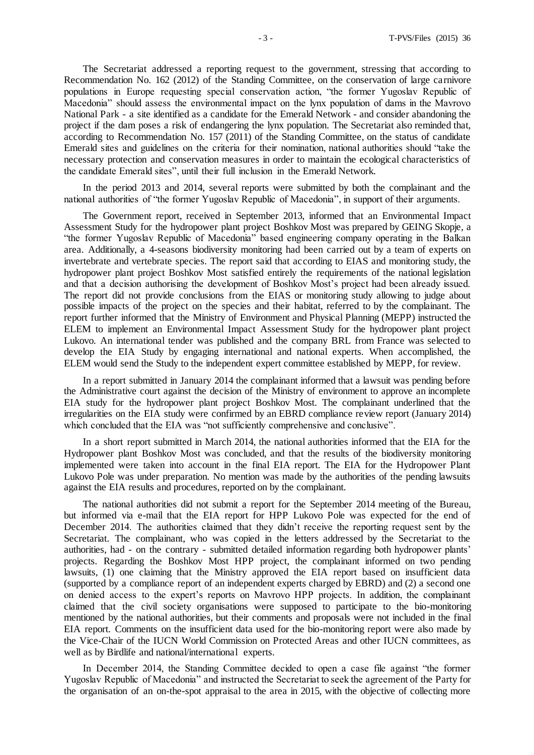The Secretariat addressed a reporting request to the government, stressing that according to Recommendation No. 162 (2012) of the Standing Committee, on the conservation of large carnivore populations in Europe requesting special conservation action, "the former Yugoslav Republic of Macedonia" should assess the environmental impact on the lynx population of dams in the Mavrovo National Park - a site identified as a candidate for the Emerald Network - and consider abandoning the project if the dam poses a risk of endangering the lynx population. The Secretariat also reminded that, according to Recommendation No. 157 (2011) of the Standing Committee, on the status of candidate Emerald sites and guidelines on the criteria for their nomination, national authorities should "take the necessary protection and conservation measures in order to maintain the ecological characteristics of the candidate Emerald sites", until their full inclusion in the Emerald Network.

In the period 2013 and 2014, several reports were submitted by both the complainant and the national authorities of "the former Yugoslav Republic of Macedonia", in support of their arguments.

The Government report, received in September 2013, informed that an Environmental Impact Assessment Study for the hydropower plant project Boshkov Most was prepared by GEING Skopje, a "the former Yugoslav Republic of Macedonia" based engineering company operating in the Balkan area. Additionally, a 4-seasons biodiversity monitoring had been carried out by a team of experts on invertebrate and vertebrate species. The report said that according to EIAS and monitoring study, the hydropower plant project Boshkov Most satisfied entirely the requirements of the national legislation and that a decision authorising the development of Boshkov Most's project had been already issued. The report did not provide conclusions from the EIAS or monitoring study allowing to judge about possible impacts of the project on the species and their habitat, referred to by the complainant. The report further informed that the Ministry of Environment and Physical Planning (MEPP) instructed the ELEM to implement an Environmental Impact Assessment Study for the hydropower plant project Lukovo. An international tender was published and the company BRL from France was selected to develop the EIA Study by engaging international and national experts. When accomplished, the ELEM would send the Study to the independent expert committee established by MEPP, for review.

In a report submitted in January 2014 the complainant informed that a lawsuit was pending before the Administrative court against the decision of the Ministry of environment to approve an incomplete EIA study for the hydropower plant project Boshkov Most. The complainant underlined that the irregularities on the EIA study were confirmed by an EBRD compliance review report (January 2014) which concluded that the EIA was "not sufficiently comprehensive and conclusive".

In a short report submitted in March 2014, the national authorities informed that the EIA for the Hydropower plant Boshkov Most was concluded, and that the results of the biodiversity monitoring implemented were taken into account in the final EIA report. The EIA for the Hydropower Plant Lukovo Pole was under preparation. No mention was made by the authorities of the pending lawsuits against the EIA results and procedures, reported on by the complainant.

The national authorities did not submit a report for the September 2014 meeting of the Bureau, but informed via e-mail that the EIA report for HPP Lukovo Pole was expected for the end of December 2014. The authorities claimed that they didn't receive the reporting request sent by the Secretariat. The complainant, who was copied in the letters addressed by the Secretariat to the authorities, had - on the contrary - submitted detailed information regarding both hydropower plants' projects. Regarding the Boshkov Most HPP project, the complainant informed on two pending lawsuits, (1) one claiming that the Ministry approved the EIA report based on insufficient data (supported by a compliance report of an independent experts charged by EBRD) and (2) a second one on denied access to the expert's reports on Mavrovo HPP projects. In addition, the complainant claimed that the civil society organisations were supposed to participate to the bio-monitoring mentioned by the national authorities, but their comments and proposals were not included in the final EIA report. Comments on the insufficient data used for the bio-monitoring report were also made by the Vice-Chair of the IUCN World Commission on Protected Areas and other IUCN committees, as well as by Birdlife and national/international experts.

In December 2014, the Standing Committee decided to open a case file against "the former Yugoslav Republic of Macedonia" and instructed the Secretariat to seek the agreement of the Party for the organisation of an on-the-spot appraisal to the area in 2015, with the objective of collecting more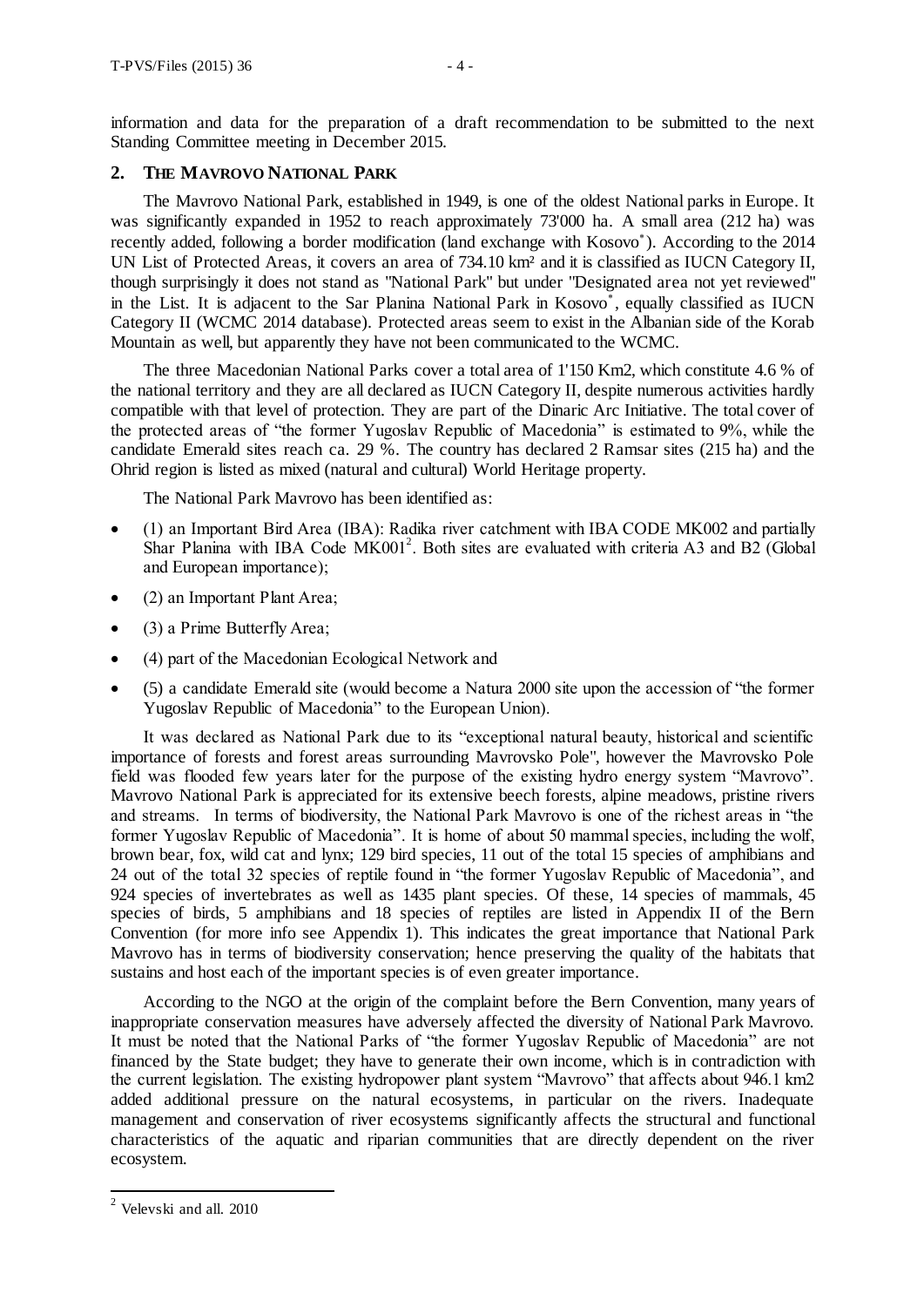information and data for the preparation of a draft recommendation to be submitted to the next Standing Committee meeting in December 2015.

## 2. THE MAVROVO NATIONAL PARK

The Mavrovo National Park, established in 1949, is one of the oldest National parks in Europe. It was significantly expanded in 1952 to reach approximately 73'000 ha. A small area (212 ha) was recently added, following a border modification (land exchange with Kosovo*). According to the 2014 UN List of Protected Areas, it covers an area of 734.10 km² and it is classified as IUCN Category II, though surprisingly it does not stand as "National Park" but under "Designated area not yet reviewed" in the List. It is adjacent to the Sar Planina National Park in Kosovo*, equally classified as IUCN Category II (WCMC 2014 database). Protected areas seem to exist in the Albanian side of the Korab Mountain as well, but apparently they have not been communicated to the WCMC.

The three Macedonian National Parks cover a total area of 1'150 Km2, which constitute 4.6 % of the national territory and they are all declared as IUCN Category II, despite numerous activities hardly compatible with that level of protection. They are part of the Dinaric Arc Initiative. The total cover of the protected areas of "the former Yugoslav Republic of Macedonia" is estimated to 9%, while the candidate Emerald sites reach ca. 29 %. The country has declared 2 Ramsar sites (215 ha) and the Ohrid region is listed as mixed (natural and cultural) World Heritage property.

The National Park Mavrovo has been identified as:

- (1) an Important Bird Area (IBA): Radika river catchment with IBA CODE MK002 and partially Shar Planina with IBA Code MK001[2]. Both sites are evaluated with criteria A3 and B2 (Global and European importance);
- (2) an Important Plant Area;
- (3) a Prime Butterfly Area;
- (4) part of the Macedonian Ecological Network and
- (5) a candidate Emerald site (would become a Natura 2000 site upon the accession of "the former Yugoslav Republic of Macedonia" to the European Union).

It was declared as National Park due to its "exceptional natural beauty, historical and scientific importance of forests and forest areas surrounding Mavrovsko Pole", however the Mavrovsko Pole field was flooded few years later for the purpose of the existing hydro energy system "Mavrovo". Mavrovo National Park is appreciated for its extensive beech forests, alpine meadows, pristine rivers and streams. In terms of biodiversity, the National Park Mavrovo is one of the richest areas in "the former Yugoslav Republic of Macedonia". It is home of about 50 mammal species, including the wolf, brown bear, fox, wild cat and lynx; 129 bird species, 11 out of the total 15 species of amphibians and 24 out of the total 32 species of reptile found in "the former Yugoslav Republic of Macedonia", and 924 species of invertebrates as well as 1435 plant species. Of these, 14 species of mammals, 45 species of birds, 5 amphibians and 18 species of reptiles are listed in Appendix II of the Bern Convention (for more info see Appendix 1). This indicates the great importance that National Park Mavrovo has in terms of biodiversity conservation; hence preserving the quality of the habitats that sustains and host each of the important species is of even greater importance.

According to the NGO at the origin of the complaint before the Bern Convention, many years of inappropriate conservation measures have adversely affected the diversity of National Park Mavrovo. It must be noted that the National Parks of "the former Yugoslav Republic of Macedonia" are not financed by the State budget; they have to generate their own income, which is in contradiction with the current legislation. The existing hydropower plant system "Mavrovo" that affects about 946.1 km2 added additional pressure on the natural ecosystems, in particular on the rivers. Inadequate management and conservation of river ecosystems significantly affects the structural and functional characteristics of the aquatic and riparian communities that are directly dependent on the river ecosystem.

---

[2] Velevski and all. 2010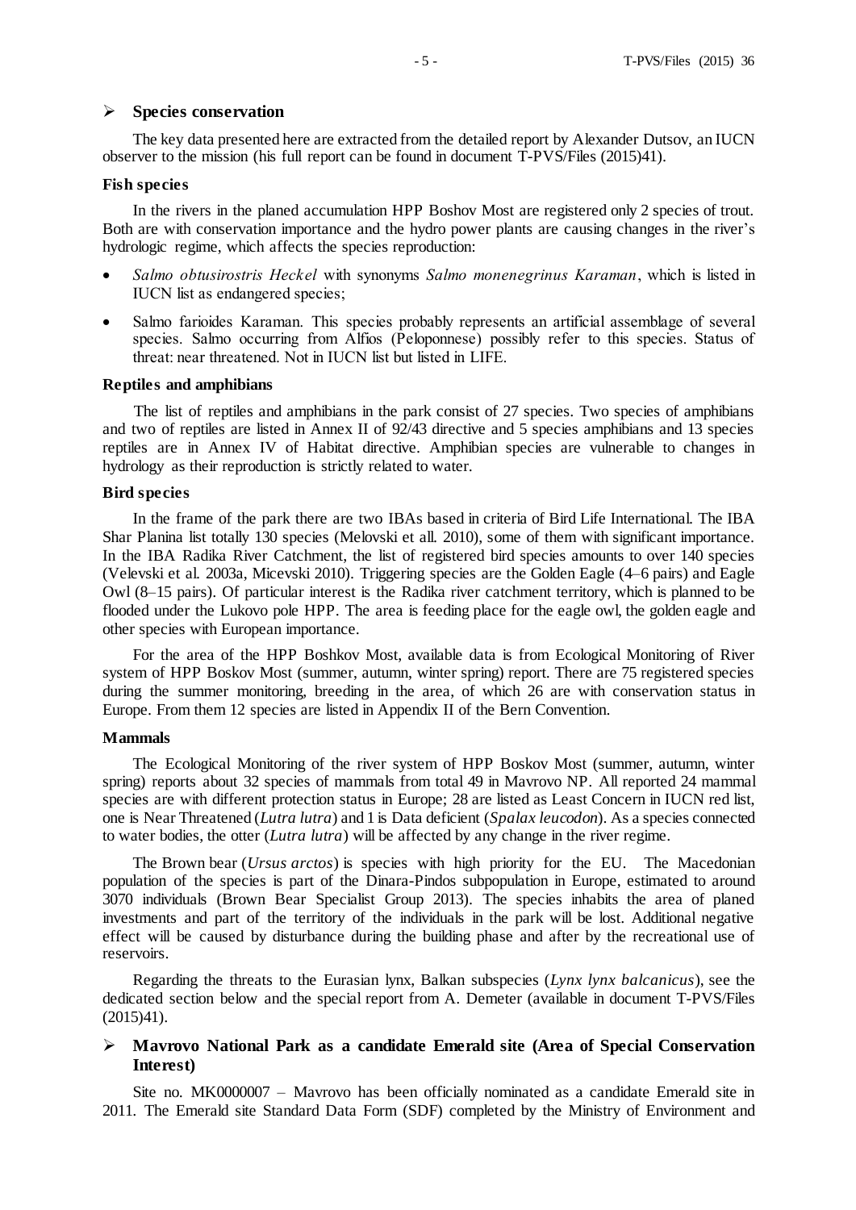- **Species conservation**

The key data presented here are extracted from the detailed report by Alexander Dutsov, an IUCN observer to the mission (his full report can be found in document T-PVS/Files (2015)41).

**Fish species**

In the rivers in the planed accumulation HPP Boshov Most are registered only 2 species of trout. Both are with conservation importance and the hydro power plants are causing changes in the river's hydrologic regime, which affects the species reproduction:

- *Salmo obtusirostris Heckel* with synonyms *Salmo monenegrinus Karaman*, which is listed in IUCN list as endangered species;
- Salmo farioides Karaman. This species probably represents an artificial assemblage of several species. Salmo occurring from Alfios (Peloponnese) possibly refer to this species. Status of threat: near threatened. Not in IUCN list but listed in LIFE.

**Reptiles and amphibians**

The list of reptiles and amphibians in the park consist of 27 species. Two species of amphibians and two of reptiles are listed in Annex II of 92/43 directive and 5 species amphibians and 13 species reptiles are in Annex IV of Habitat directive. Amphibian species are vulnerable to changes in hydrology as their reproduction is strictly related to water.

**Bird species**

In the frame of the park there are two IBAs based in criteria of Bird Life International. The IBA Shar Planina list totally 130 species (Melovski et all. 2010), some of them with significant importance. In the IBA Radika River Catchment, the list of registered bird species amounts to over 140 species (Velevski et al. 2003a, Micevski 2010). Triggering species are the Golden Eagle (4–6 pairs) and Eagle Owl (8–15 pairs). Of particular interest is the Radika river catchment territory, which is planned to be flooded under the Lukovo pole HPP. The area is feeding place for the eagle owl, the golden eagle and other species with European importance.

For the area of the HPP Boshkov Most, available data is from Ecological Monitoring of River system of HPP Boskov Most (summer, autumn, winter spring) report. There are 75 registered species during the summer monitoring, breeding in the area, of which 26 are with conservation status in Europe. From them 12 species are listed in Appendix II of the Bern Convention.

**Mammals**

The Ecological Monitoring of the river system of HPP Boskov Most (summer, autumn, winter spring) reports about 32 species of mammals from total 49 in Mavrovo NP. All reported 24 mammal species are with different protection status in Europe; 28 are listed as Least Concern in IUCN red list, one is Near Threatened (*Lutra lutra*) and 1 is Data deficient (*Spalax leucodon*). As a species connected to water bodies, the otter (*Lutra lutra*) will be affected by any change in the river regime.

The Brown bear (*Ursus arctos*) is species with high priority for the EU. The Macedonian population of the species is part of the Dinara-Pindos subpopulation in Europe, estimated to around 3070 individuals (Brown Bear Specialist Group 2013). The species inhabits the area of planed investments and part of the territory of the individuals in the park will be lost. Additional negative effect will be caused by disturbance during the building phase and after by the recreational use of reservoirs.

Regarding the threats to the Eurasian lynx, Balkan subspecies (*Lynx lynx balcanicus*), see the dedicated section below and the special report from A. Demeter (available in document T-PVS/Files (2015)41).

- **Mavrovo National Park as a candidate Emerald site (Area of Special Conservation Interest)**

Site no. MK0000007 – Mavrovo has been officially nominated as a candidate Emerald site in 2011. The Emerald site Standard Data Form (SDF) completed by the Ministry of Environment and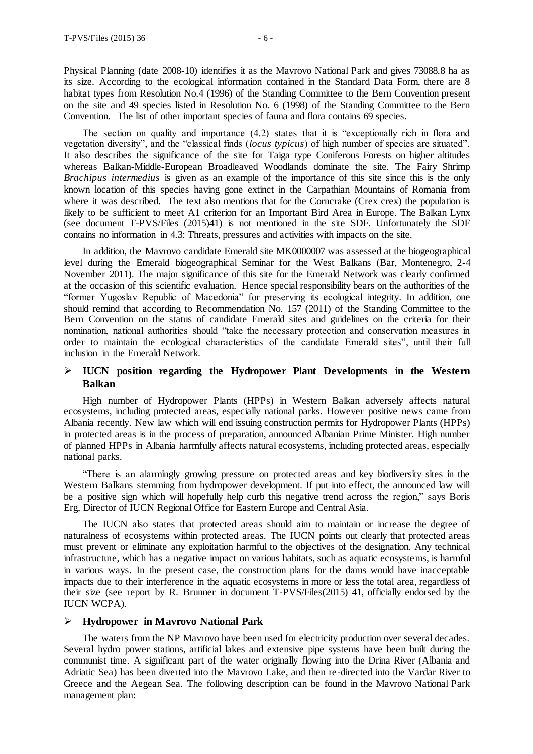Physical Planning (date 2008-10) identifies it as the Mavrovo National Park and gives 73088.8 ha as its size. According to the ecological information contained in the Standard Data Form, there are 8 habitat types from Resolution No.4 (1996) of the Standing Committee to the Bern Convention present on the site and 49 species listed in Resolution No. 6 (1998) of the Standing Committee to the Bern Convention. The list of other important species of fauna and flora contains 69 species.

The section on quality and importance (4.2) states that it is "exceptionally rich in flora and vegetation diversity", and the "classical finds (*locus typicus*) of high number of species are situated". It also describes the significance of the site for Taiga type Coniferous Forests on higher altitudes whereas Balkan-Middle-European Broadleaved Woodlands dominate the site. The Fairy Shrimp *Brachipus intermedius* is given as an example of the importance of this site since this is the only known location of this species having gone extinct in the Carpathian Mountains of Romania from where it was described. The text also mentions that for the Corncrake (Crex crex) the population is likely to be sufficient to meet A1 criterion for an Important Bird Area in Europe. The Balkan Lynx (see document T-PVS/Files (2015)41) is not mentioned in the site SDF. Unfortunately the SDF contains no information in 4.3: Threats, pressures and activities with impacts on the site.

In addition, the Mavrovo candidate Emerald site MK0000007 was assessed at the biogeographical level during the Emerald biogeographical Seminar for the West Balkans (Bar, Montenegro, 2-4 November 2011). The major significance of this site for the Emerald Network was clearly confirmed at the occasion of this scientific evaluation. Hence special responsibility bears on the authorities of the "former Yugoslav Republic of Macedonia" for preserving its ecological integrity. In addition, one should remind that according to Recommendation No. 157 (2011) of the Standing Committee to the Bern Convention on the status of candidate Emerald sites and guidelines on the criteria for their nomination, national authorities should "take the necessary protection and conservation measures in order to maintain the ecological characteristics of the candidate Emerald sites", until their full inclusion in the Emerald Network.

## IUCN position regarding the Hydropower Plant Developments in the Western Balkan

High number of Hydropower Plants (HPPs) in Western Balkan adversely affects natural ecosystems, including protected areas, especially national parks. However positive news came from Albania recently. New law which will end issuing construction permits for Hydropower Plants (HPPs) in protected areas is in the process of preparation, announced Albanian Prime Minister. High number of planned HPPs in Albania harmfully affects natural ecosystems, including protected areas, especially national parks.

"There is an alarmingly growing pressure on protected areas and key biodiversity sites in the Western Balkans stemming from hydropower development. If put into effect, the announced law will be a positive sign which will hopefully help curb this negative trend across the region," says Boris Erg, Director of IUCN Regional Office for Eastern Europe and Central Asia.

The IUCN also states that protected areas should aim to maintain or increase the degree of naturalness of ecosystems within protected areas. The IUCN points out clearly that protected areas must prevent or eliminate any exploitation harmful to the objectives of the designation. Any technical infrastructure, which has a negative impact on various habitats, such as aquatic ecosystems, is harmful in various ways. In the present case, the construction plans for the dams would have inacceptable impacts due to their interference in the aquatic ecosystems in more or less the total area, regardless of their size (see report by R. Brunner in document T-PVS/Files(2015) 41, officially endorsed by the IUCN WCPA).

## Hydropower in Mavrovo National Park

The waters from the NP Mavrovo have been used for electricity production over several decades. Several hydro power stations, artificial lakes and extensive pipe systems have been built during the communist time. A significant part of the water originally flowing into the Drina River (Albania and Adriatic Sea) has been diverted into the Mavrovo Lake, and then re-directed into the Vardar River to Greece and the Aegean Sea. The following description can be found in the Mavrovo National Park management plan: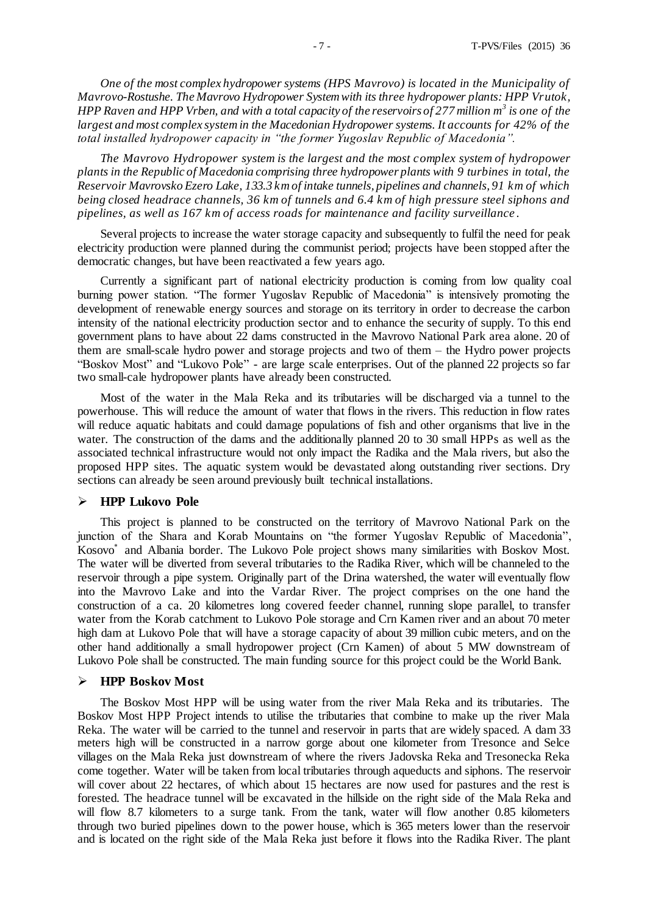*One of the most complex hydropower systems (HPS Mavrovo) is located in the Municipality of Mavrovo-Rostushe. The Mavrovo Hydropower System with its three hydropower plants: HPP Vrutok, HPP Raven and HPP Vrben, and with a total capacity of the reservoirs of 277 million m$^3$ is one of the largest and most complex system in the Macedonian Hydropower systems. It accounts for 42% of the total installed hydropower capacity in "the former Yugoslav Republic of Macedonia".*

*The Mavrovo Hydropower system is the largest and the most complex system of hydropower plants in the Republic of Macedonia comprising three hydropower plants with 9 turbines in total, the Reservoir Mavrovsko Ezero Lake, 133.3 km of intake tunnels, pipelines and channels, 91 km of which being closed headrace channels, 36 km of tunnels and 6.4 km of high pressure steel siphons and pipelines, as well as 167 km of access roads for maintenance and facility surveillance.*

Several projects to increase the water storage capacity and subsequently to fulfil the need for peak electricity production were planned during the communist period; projects have been stopped after the democratic changes, but have been reactivated a few years ago.

Currently a significant part of national electricity production is coming from low quality coal burning power station. "The former Yugoslav Republic of Macedonia" is intensively promoting the development of renewable energy sources and storage on its territory in order to decrease the carbon intensity of the national electricity production sector and to enhance the security of supply. To this end government plans to have about 22 dams constructed in the Mavrovo National Park area alone. 20 of them are small-scale hydro power and storage projects and two of them – the Hydro power projects "Boskov Most" and "Lukovo Pole" - are large scale enterprises. Out of the planned 22 projects so far two small-cale hydropower plants have already been constructed.

Most of the water in the Mala Reka and its tributaries will be discharged via a tunnel to the powerhouse. This will reduce the amount of water that flows in the rivers. This reduction in flow rates will reduce aquatic habitats and could damage populations of fish and other organisms that live in the water. The construction of the dams and the additionally planned 20 to 30 small HPPs as well as the associated technical infrastructure would not only impact the Radika and the Mala rivers, but also the proposed HPP sites. The aquatic system would be devastated along outstanding river sections. Dry sections can already be seen around previously built technical installations.

- **HPP Lukovo Pole**

This project is planned to be constructed on the territory of Mavrovo National Park on the junction of the Shara and Korab Mountains on "the former Yugoslav Republic of Macedonia", Kosovo* and Albania border. The Lukovo Pole project shows many similarities with Boskov Most. The water will be diverted from several tributaries to the Radika River, which will be channeled to the reservoir through a pipe system. Originally part of the Drina watershed, the water will eventually flow into the Mavrovo Lake and into the Vardar River. The project comprises on the one hand the construction of a ca. 20 kilometres long covered feeder channel, running slope parallel, to transfer water from the Korab catchment to Lukovo Pole storage and Crn Kamen river and an about 70 meter high dam at Lukovo Pole that will have a storage capacity of about 39 million cubic meters, and on the other hand additionally a small hydropower project (Crn Kamen) of about 5 MW downstream of Lukovo Pole shall be constructed. The main funding source for this project could be the World Bank.

- **HPP Boskov Most**

The Boskov Most HPP will be using water from the river Mala Reka and its tributaries. The Boskov Most HPP Project intends to utilise the tributaries that combine to make up the river Mala Reka. The water will be carried to the tunnel and reservoir in parts that are widely spaced. A dam 33 meters high will be constructed in a narrow gorge about one kilometer from Tresonce and Selce villages on the Mala Reka just downstream of where the rivers Jadovska Reka and Tresonecka Reka come together. Water will be taken from local tributaries through aqueducts and siphons. The reservoir will cover about 22 hectares, of which about 15 hectares are now used for pastures and the rest is forested. The headrace tunnel will be excavated in the hillside on the right side of the Mala Reka and will flow 8.7 kilometers to a surge tank. From the tank, water will flow another 0.85 kilometers through two buried pipelines down to the power house, which is 365 meters lower than the reservoir and is located on the right side of the Mala Reka just before it flows into the Radika River. The plant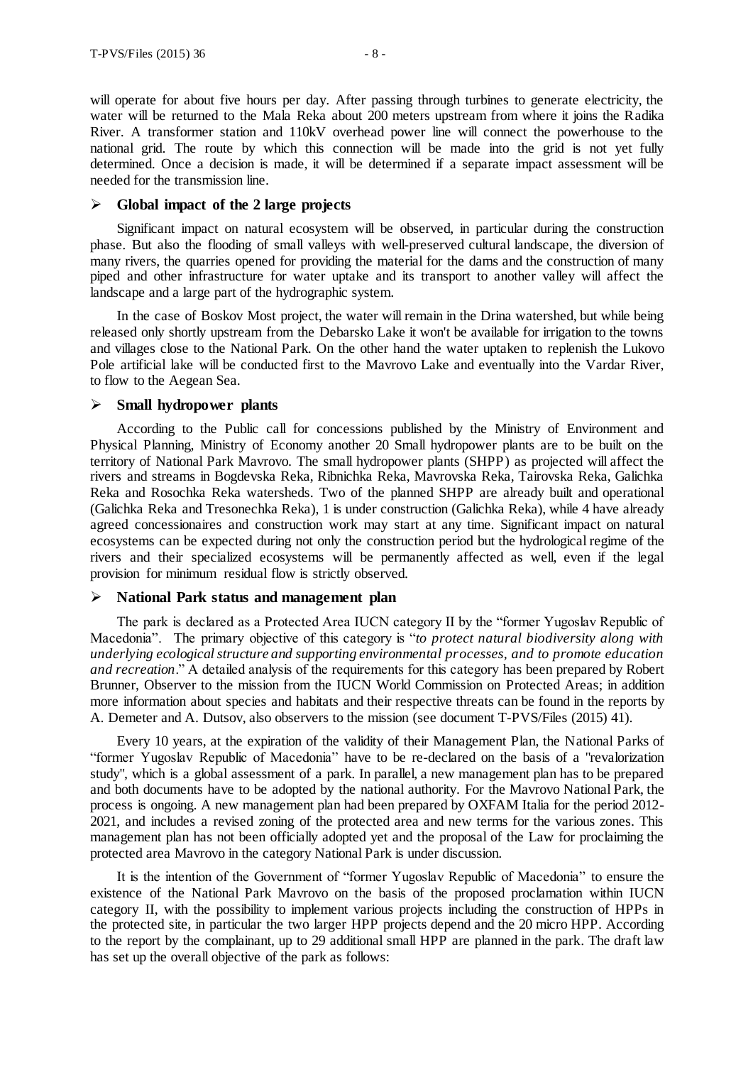will operate for about five hours per day. After passing through turbines to generate electricity, the water will be returned to the Mala Reka about 200 meters upstream from where it joins the Radika River. A transformer station and 110kV overhead power line will connect the powerhouse to the national grid. The route by which this connection will be made into the grid is not yet fully determined. Once a decision is made, it will be determined if a separate impact assessment will be needed for the transmission line.

- **Global impact of the 2 large projects**

Significant impact on natural ecosystem will be observed, in particular during the construction phase. But also the flooding of small valleys with well-preserved cultural landscape, the diversion of many rivers, the quarries opened for providing the material for the dams and the construction of many piped and other infrastructure for water uptake and its transport to another valley will affect the landscape and a large part of the hydrographic system.

In the case of Boskov Most project, the water will remain in the Drina watershed, but while being released only shortly upstream from the Debarsko Lake it won't be available for irrigation to the towns and villages close to the National Park. On the other hand the water uptaken to replenish the Lukovo Pole artificial lake will be conducted first to the Mavrovo Lake and eventually into the Vardar River, to flow to the Aegean Sea.

- **Small hydropower plants**

According to the Public call for concessions published by the Ministry of Environment and Physical Planning, Ministry of Economy another 20 Small hydropower plants are to be built on the territory of National Park Mavrovo. The small hydropower plants (SHPP) as projected will affect the rivers and streams in Bogdevska Reka, Ribnichka Reka, Mavrovska Reka, Tairovska Reka, Galichka Reka and Rosochka Reka watersheds. Two of the planned SHPP are already built and operational (Galichka Reka and Tresonechka Reka), 1 is under construction (Galichka Reka), while 4 have already agreed concessionaires and construction work may start at any time. Significant impact on natural ecosystems can be expected during not only the construction period but the hydrological regime of the rivers and their specialized ecosystems will be permanently affected as well, even if the legal provision for minimum residual flow is strictly observed.

- **National Park status and management plan**

The park is declared as a Protected Area IUCN category II by the "former Yugoslav Republic of Macedonia". The primary objective of this category is "*to protect natural biodiversity along with underlying ecological structure and supporting environmental processes, and to promote education and recreation*." A detailed analysis of the requirements for this category has been prepared by Robert Brunner, Observer to the mission from the IUCN World Commission on Protected Areas; in addition more information about species and habitats and their respective threats can be found in the reports by A. Demeter and A. Dutsov, also observers to the mission (see document T-PVS/Files (2015) 41).

Every 10 years, at the expiration of the validity of their Management Plan, the National Parks of "former Yugoslav Republic of Macedonia" have to be re-declared on the basis of a "revalorization study", which is a global assessment of a park. In parallel, a new management plan has to be prepared and both documents have to be adopted by the national authority. For the Mavrovo National Park, the process is ongoing. A new management plan had been prepared by OXFAM Italia for the period 2012-2021, and includes a revised zoning of the protected area and new terms for the various zones. This management plan has not been officially adopted yet and the proposal of the Law for proclaiming the protected area Mavrovo in the category National Park is under discussion.

It is the intention of the Government of "former Yugoslav Republic of Macedonia" to ensure the existence of the National Park Mavrovo on the basis of the proposed proclamation within IUCN category II, with the possibility to implement various projects including the construction of HPPs in the protected site, in particular the two larger HPP projects depend and the 20 micro HPP. According to the report by the complainant, up to 29 additional small HPP are planned in the park. The draft law has set up the overall objective of the park as follows: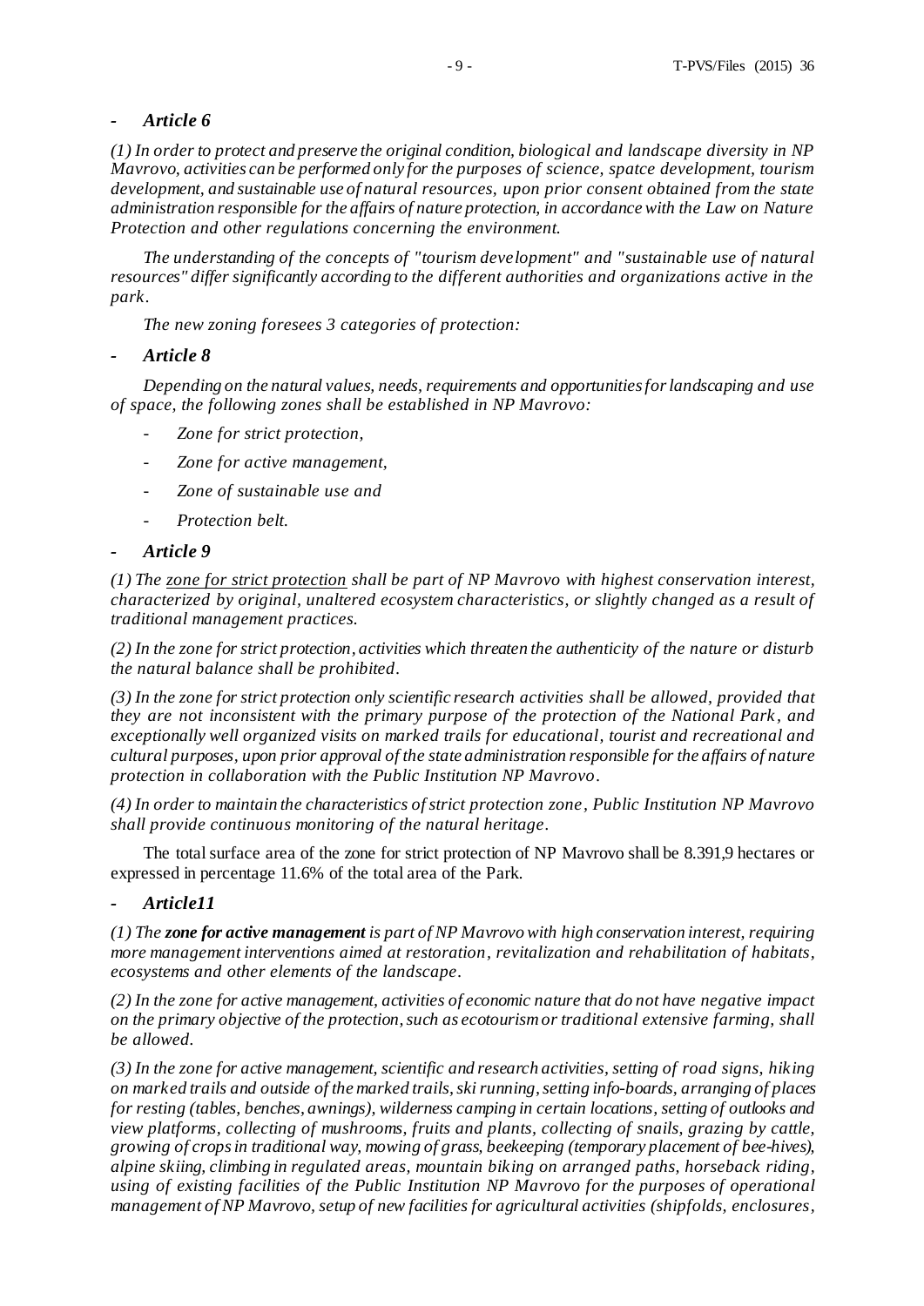- ***Article 6***

*(1) In order to protect and preserve the original condition, biological and landscape diversity in NP Mavrovo, activities can be performed only for the purposes of science, spatce development, tourism development, and sustainable use of natural resources, upon prior consent obtained from the state administration responsible for the affairs of nature protection, in accordance with the Law on Nature Protection and other regulations concerning the environment.*

*The understanding of the concepts of "tourism development" and "sustainable use of natural resources" differ significantly according to the different authorities and organizations active in the park.*

*The new zoning foresees 3 categories of protection:*

- ***Article 8***

*Depending on the natural values, needs, requirements and opportunities for landscaping and use of space, the following zones shall be established in NP Mavrovo:*

- *Zone for strict protection,*
- *Zone for active management,*
- *Zone of sustainable use and*
- *Protection belt.*

- ***Article 9***

*(1) The <u>zone for strict protection</u> shall be part of NP Mavrovo with highest conservation interest, characterized by original, unaltered ecosystem characteristics, or slightly changed as a result of traditional management practices.*

*(2) In the zone for strict protection, activities which threaten the authenticity of the nature or disturb the natural balance shall be prohibited.*

*(3) In the zone for strict protection only scientific research activities shall be allowed, provided that they are not inconsistent with the primary purpose of the protection of the National Park, and exceptionally well organized visits on marked trails for educational, tourist and recreational and cultural purposes, upon prior approval of the state administration responsible for the affairs of nature protection in collaboration with the Public Institution NP Mavrovo.*

*(4) In order to maintain the characteristics of strict protection zone, Public Institution NP Mavrovo shall provide continuous monitoring of the natural heritage.*

The total surface area of the zone for strict protection of NP Mavrovo shall be 8.391,9 hectares or expressed in percentage 11.6% of the total area of the Park.

- ***Article11***

*(1) The **zone for active management** is part of NP Mavrovo with high conservation interest, requiring more management interventions aimed at restoration, revitalization and rehabilitation of habitats, ecosystems and other elements of the landscape.*

*(2) In the zone for active management, activities of economic nature that do not have negative impact on the primary objective of the protection, such as ecotourism or traditional extensive farming, shall be allowed.*

*(3) In the zone for active management, scientific and research activities, setting of road signs, hiking on marked trails and outside of the marked trails, ski running, setting info-boards, arranging of places for resting (tables, benches, awnings), wilderness camping in certain locations, setting of outlooks and view platforms, collecting of mushrooms, fruits and plants, collecting of snails, grazing by cattle, growing of crops in traditional way, mowing of grass, beekeeping (temporary placement of bee-hives), alpine skiing, climbing in regulated areas, mountain biking on arranged paths, horseback riding, using of existing facilities of the Public Institution NP Mavrovo for the purposes of operational management of NP Mavrovo, setup of new facilities for agricultural activities (shipfolds, enclosures,*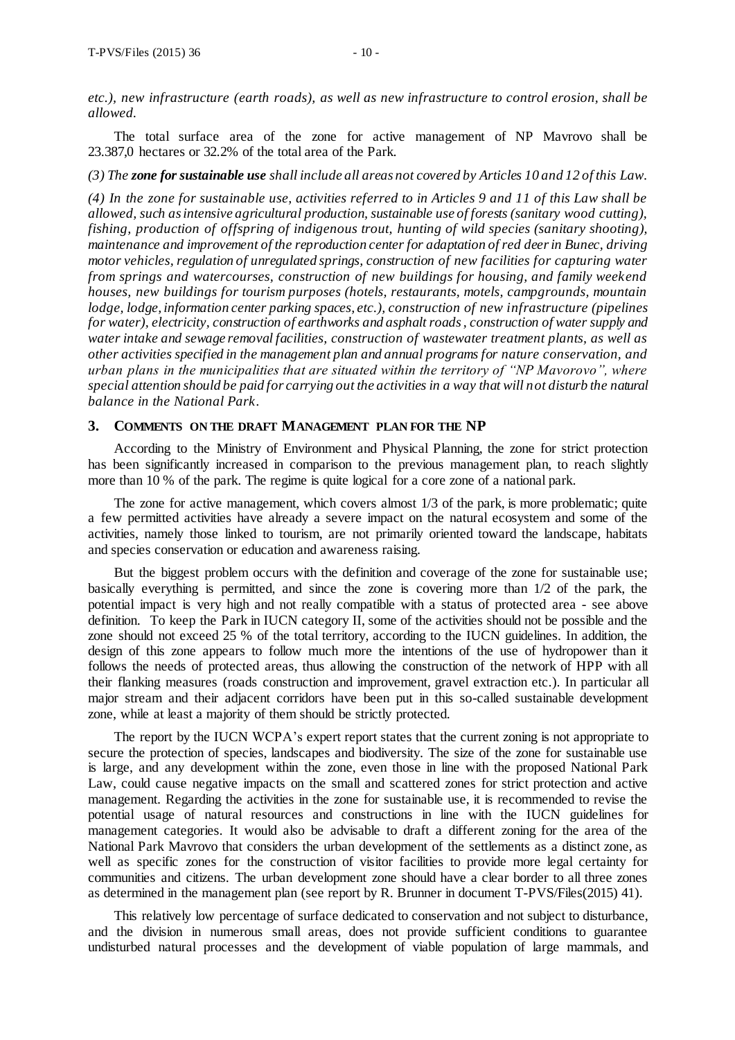*etc.), new infrastructure (earth roads), as well as new infrastructure to control erosion, shall be allowed.*

The total surface area of the zone for active management of NP Mavrovo shall be 23.387,0 hectares or 32.2% of the total area of the Park.

*(3) The **zone for sustainable use** shall include all areas not covered by Articles 10 and 12 of this Law.*

*(4) In the zone for sustainable use, activities referred to in Articles 9 and 11 of this Law shall be allowed, such as intensive agricultural production, sustainable use of forests (sanitary wood cutting), fishing, production of offspring of indigenous trout, hunting of wild species (sanitary shooting), maintenance and improvement of the reproduction center for adaptation of red deer in Bunec, driving motor vehicles, regulation of unregulated springs, construction of new facilities for capturing water from springs and watercourses, construction of new buildings for housing, and family weekend houses, new buildings for tourism purposes (hotels, restaurants, motels, campgrounds, mountain lodge, lodge, information center parking spaces, etc.), construction of new infrastructure (pipelines for water), electricity, construction of earthworks and asphalt roads, construction of water supply and water intake and sewage removal facilities, construction of wastewater treatment plants, as well as other activities specified in the management plan and annual programs for nature conservation, and urban plans in the municipalities that are situated within the territory of "NP Mavorovo", where special attention should be paid for carrying out the activities in a way that will not disturb the natural balance in the National Park.*

## 3. Comments on the draft Management plan for the NP

According to the Ministry of Environment and Physical Planning, the zone for strict protection has been significantly increased in comparison to the previous management plan, to reach slightly more than 10 % of the park. The regime is quite logical for a core zone of a national park.

The zone for active management, which covers almost 1/3 of the park, is more problematic; quite a few permitted activities have already a severe impact on the natural ecosystem and some of the activities, namely those linked to tourism, are not primarily oriented toward the landscape, habitats and species conservation or education and awareness raising.

But the biggest problem occurs with the definition and coverage of the zone for sustainable use; basically everything is permitted, and since the zone is covering more than 1/2 of the park, the potential impact is very high and not really compatible with a status of protected area - see above definition. To keep the Park in IUCN category II, some of the activities should not be possible and the zone should not exceed 25 % of the total territory, according to the IUCN guidelines. In addition, the design of this zone appears to follow much more the intentions of the use of hydropower than it follows the needs of protected areas, thus allowing the construction of the network of HPP with all their flanking measures (roads construction and improvement, gravel extraction etc.). In particular all major stream and their adjacent corridors have been put in this so-called sustainable development zone, while at least a majority of them should be strictly protected.

The report by the IUCN WCPA's expert report states that the current zoning is not appropriate to secure the protection of species, landscapes and biodiversity. The size of the zone for sustainable use is large, and any development within the zone, even those in line with the proposed National Park Law, could cause negative impacts on the small and scattered zones for strict protection and active management. Regarding the activities in the zone for sustainable use, it is recommended to revise the potential usage of natural resources and constructions in line with the IUCN guidelines for management categories. It would also be advisable to draft a different zoning for the area of the National Park Mavrovo that considers the urban development of the settlements as a distinct zone, as well as specific zones for the construction of visitor facilities to provide more legal certainty for communities and citizens. The urban development zone should have a clear border to all three zones as determined in the management plan (see report by R. Brunner in document T-PVS/Files(2015) 41).

This relatively low percentage of surface dedicated to conservation and not subject to disturbance, and the division in numerous small areas, does not provide sufficient conditions to guarantee undisturbed natural processes and the development of viable population of large mammals, and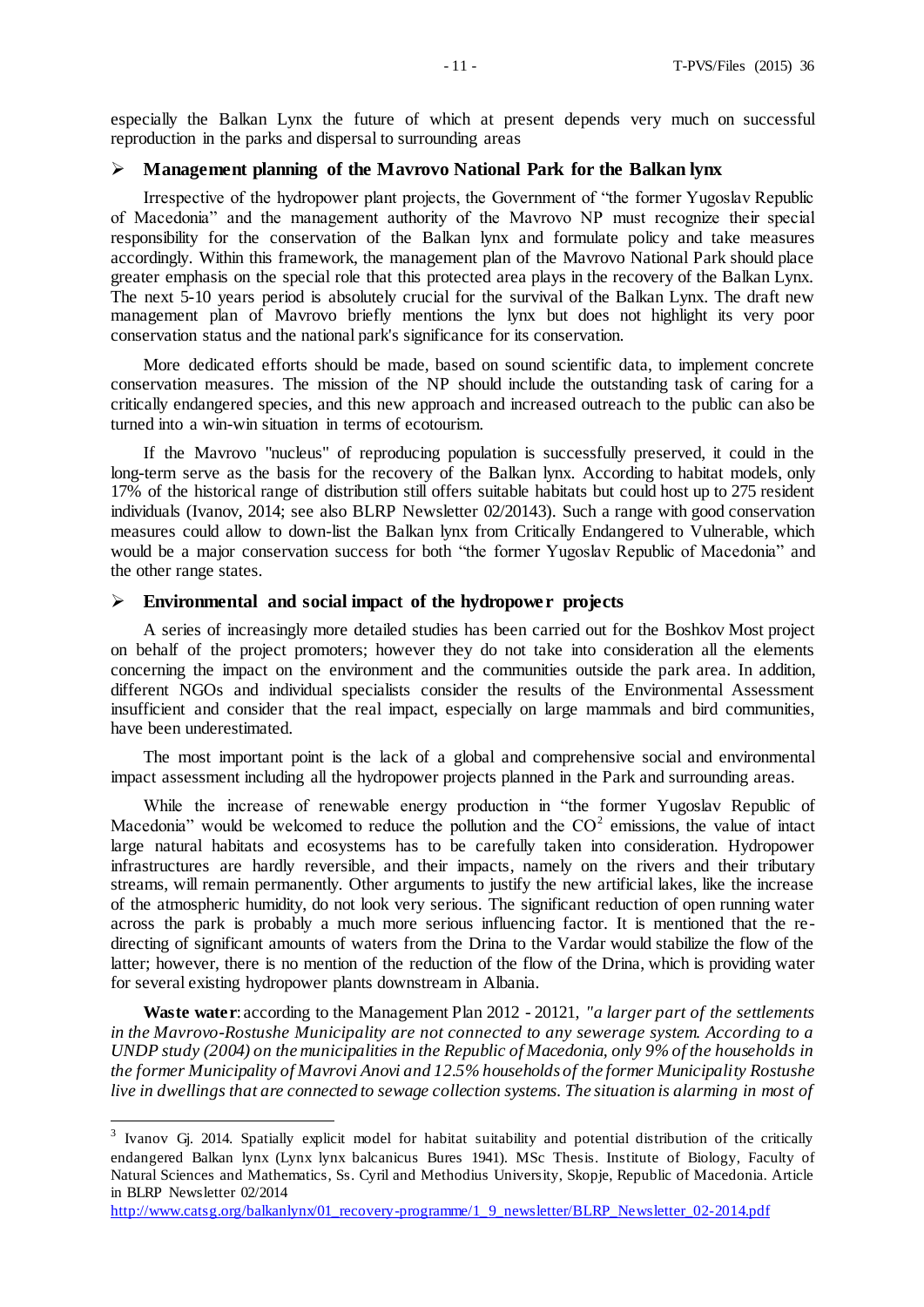especially the Balkan Lynx the future of which at present depends very much on successful reproduction in the parks and dispersal to surrounding areas

- **Management planning of the Mavrovo National Park for the Balkan lynx**

Irrespective of the hydropower plant projects, the Government of "the former Yugoslav Republic of Macedonia" and the management authority of the Mavrovo NP must recognize their special responsibility for the conservation of the Balkan lynx and formulate policy and take measures accordingly. Within this framework, the management plan of the Mavrovo National Park should place greater emphasis on the special role that this protected area plays in the recovery of the Balkan Lynx. The next 5-10 years period is absolutely crucial for the survival of the Balkan Lynx. The draft new management plan of Mavrovo briefly mentions the lynx but does not highlight its very poor conservation status and the national park's significance for its conservation.

More dedicated efforts should be made, based on sound scientific data, to implement concrete conservation measures. The mission of the NP should include the outstanding task of caring for a critically endangered species, and this new approach and increased outreach to the public can also be turned into a win-win situation in terms of ecotourism.

If the Mavrovo "nucleus" of reproducing population is successfully preserved, it could in the long-term serve as the basis for the recovery of the Balkan lynx. According to habitat models, only 17% of the historical range of distribution still offers suitable habitats but could host up to 275 resident individuals (Ivanov, 2014; see also BLRP Newsletter 02/2014[3]). Such a range with good conservation measures could allow to down-list the Balkan lynx from Critically Endangered to Vulnerable, which would be a major conservation success for both "the former Yugoslav Republic of Macedonia" and the other range states.

- **Environmental and social impact of the hydropower projects**

A series of increasingly more detailed studies has been carried out for the Boshkov Most project on behalf of the project promoters; however they do not take into consideration all the elements concerning the impact on the environment and the communities outside the park area. In addition, different NGOs and individual specialists consider the results of the Environmental Assessment insufficient and consider that the real impact, especially on large mammals and bird communities, have been underestimated.

The most important point is the lack of a global and comprehensive social and environmental impact assessment including all the hydropower projects planned in the Park and surrounding areas.

While the increase of renewable energy production in "the former Yugoslav Republic of Macedonia" would be welcomed to reduce the pollution and the $CO^2$ emissions, the value of intact large natural habitats and ecosystems has to be carefully taken into consideration. Hydropower infrastructures are hardly reversible, and their impacts, namely on the rivers and their tributary streams, will remain permanently. Other arguments to justify the new artificial lakes, like the increase of the atmospheric humidity, do not look very serious. The significant reduction of open running water across the park is probably a much more serious influencing factor. It is mentioned that the re-directing of significant amounts of waters from the Drina to the Vardar would stabilize the flow of the latter; however, there is no mention of the reduction of the flow of the Drina, which is providing water for several existing hydropower plants downstream in Albania.

**Waste water**: according to the Management Plan 2012 - 20121, *"a larger part of the settlements in the Mavrovo-Rostushe Municipality are not connected to any sewerage system. According to a UNDP study (2004) on the municipalities in the Republic of Macedonia, only 9% of the households in the former Municipality of Mavrovi Anovi and 12.5% households of the former Municipality Rostushe live in dwellings that are connected to sewage collection systems. The situation is alarming in most of*

---

[3] Ivanov Gj. 2014. Spatially explicit model for habitat suitability and potential distribution of the critically endangered Balkan lynx (Lynx lynx balcanicus Bures 1941). MSc Thesis. Institute of Biology, Faculty of Natural Sciences and Mathematics, Ss. Cyril and Methodius University, Skopje, Republic of Macedonia. Article in BLRP Newsletter 02/2014 http://www.catsg.org/balkanlynx/01_recovery-programme/1_9_newsletter/BLRP_Newsletter_02-2014.pdf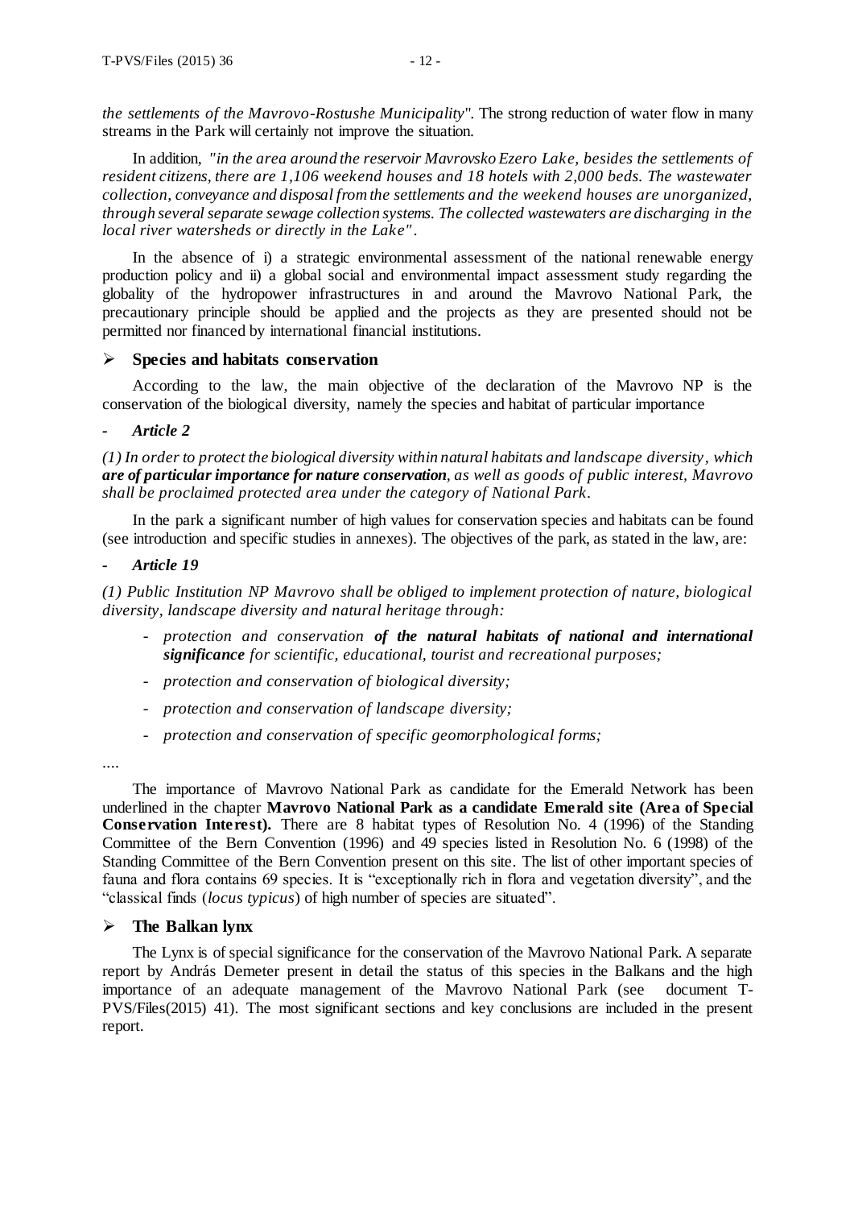*the settlements of the Mavrovo-Rostushe Municipality*". The strong reduction of water flow in many streams in the Park will certainly not improve the situation.

In addition, *"in the area around the reservoir Mavrovsko Ezero Lake, besides the settlements of resident citizens, there are 1,106 weekend houses and 18 hotels with 2,000 beds. The wastewater collection, conveyance and disposal from the settlements and the weekend houses are unorganized, through several separate sewage collection systems. The collected wastewaters are discharging in the local river watersheds or directly in the Lake"*.

In the absence of i) a strategic environmental assessment of the national renewable energy production policy and ii) a global social and environmental impact assessment study regarding the globality of the hydropower infrastructures in and around the Mavrovo National Park, the precautionary principle should be applied and the projects as they are presented should not be permitted nor financed by international financial institutions.

## Species and habitats conservation

According to the law, the main objective of the declaration of the Mavrovo NP is the conservation of the biological diversity, namely the species and habitat of particular importance

- ***Article 2***

*(1) In order to protect the biological diversity within natural habitats and landscape diversity, which* ***are of particular importance for nature conservation****, as well as goods of public interest, Mavrovo shall be proclaimed protected area under the category of National Park.*

In the park a significant number of high values for conservation species and habitats can be found (see introduction and specific studies in annexes). The objectives of the park, as stated in the law, are:

- ***Article 19***

*(1) Public Institution NP Mavrovo shall be obliged to implement protection of nature, biological diversity, landscape diversity and natural heritage through:*

- *protection and conservation* ***of the natural habitats of national and international significance*** *for scientific, educational, tourist and recreational purposes;*
- *protection and conservation of biological diversity;*
- *protection and conservation of landscape diversity;*
- *protection and conservation of specific geomorphological forms;*

....

The importance of Mavrovo National Park as candidate for the Emerald Network has been underlined in the chapter **Mavrovo National Park as a candidate Emerald site (Area of Special Conservation Interest).** There are 8 habitat types of Resolution No. 4 (1996) of the Standing Committee of the Bern Convention (1996) and 49 species listed in Resolution No. 6 (1998) of the Standing Committee of the Bern Convention present on this site. The list of other important species of fauna and flora contains 69 species. It is "exceptionally rich in flora and vegetation diversity", and the "classical finds (*locus typicus*) of high number of species are situated".

## The Balkan lynx

The Lynx is of special significance for the conservation of the Mavrovo National Park. A separate report by András Demeter present in detail the status of this species in the Balkans and the high importance of an adequate management of the Mavrovo National Park (see document T-PVS/Files(2015) 41). The most significant sections and key conclusions are included in the present report.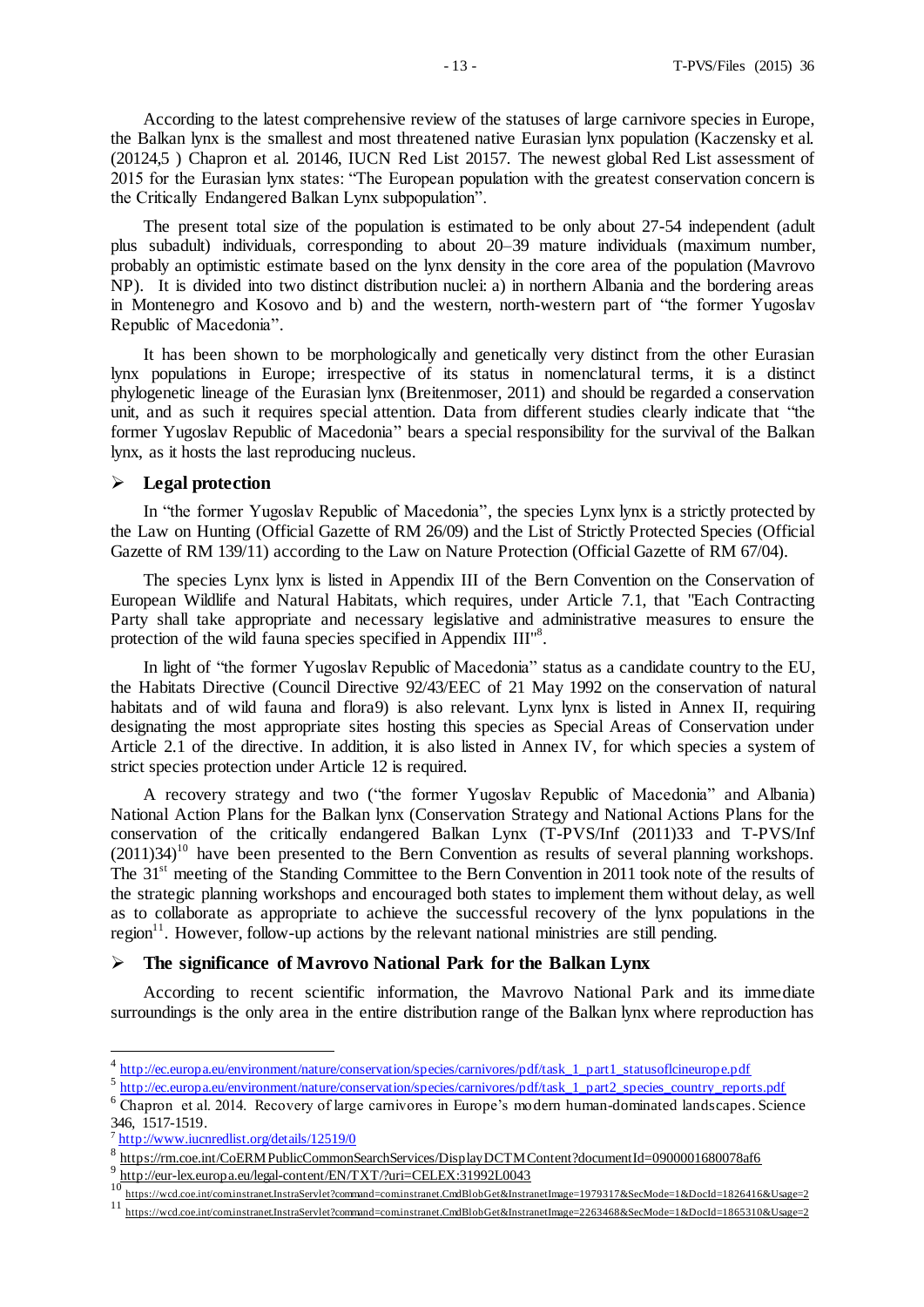According to the latest comprehensive review of the statuses of large carnivore species in Europe, the Balkan lynx is the smallest and most threatened native Eurasian lynx population (Kaczensky et al. (2012[4,5] ) Chapron et al. 2014[6], IUCN Red List 2015[7]. The newest global Red List assessment of 2015 for the Eurasian lynx states: "The European population with the greatest conservation concern is the Critically Endangered Balkan Lynx subpopulation".

The present total size of the population is estimated to be only about 27-54 independent (adult plus subadult) individuals, corresponding to about 20–39 mature individuals (maximum number, probably an optimistic estimate based on the lynx density in the core area of the population (Mavrovo NP). It is divided into two distinct distribution nuclei: a) in northern Albania and the bordering areas in Montenegro and Kosovo and b) and the western, north-western part of "the former Yugoslav Republic of Macedonia".

It has been shown to be morphologically and genetically very distinct from the other Eurasian lynx populations in Europe; irrespective of its status in nomenclatural terms, it is a distinct phylogenetic lineage of the Eurasian lynx (Breitenmoser, 2011) and should be regarded a conservation unit, and as such it requires special attention. Data from different studies clearly indicate that "the former Yugoslav Republic of Macedonia" bears a special responsibility for the survival of the Balkan lynx, as it hosts the last reproducing nucleus.

- **Legal protection**

In "the former Yugoslav Republic of Macedonia", the species Lynx lynx is a strictly protected by the Law on Hunting (Official Gazette of RM 26/09) and the List of Strictly Protected Species (Official Gazette of RM 139/11) according to the Law on Nature Protection (Official Gazette of RM 67/04).

The species Lynx lynx is listed in Appendix III of the Bern Convention on the Conservation of European Wildlife and Natural Habitats, which requires, under Article 7.1, that "Each Contracting Party shall take appropriate and necessary legislative and administrative measures to ensure the protection of the wild fauna species specified in Appendix III"[8].

In light of "the former Yugoslav Republic of Macedonia" status as a candidate country to the EU, the Habitats Directive (Council Directive 92/43/EEC of 21 May 1992 on the conservation of natural habitats and of wild fauna and flora9) is also relevant. Lynx lynx is listed in Annex II, requiring designating the most appropriate sites hosting this species as Special Areas of Conservation under Article 2.1 of the directive. In addition, it is also listed in Annex IV, for which species a system of strict species protection under Article 12 is required.

A recovery strategy and two ("the former Yugoslav Republic of Macedonia" and Albania) National Action Plans for the Balkan lynx (Conservation Strategy and National Actions Plans for the conservation of the critically endangered Balkan Lynx (T-PVS/Inf (2011)33 and T-PVS/Inf (2011)34)[10] have been presented to the Bern Convention as results of several planning workshops. The 31st meeting of the Standing Committee to the Bern Convention in 2011 took note of the results of the strategic planning workshops and encouraged both states to implement them without delay, as well as to collaborate as appropriate to achieve the successful recovery of the lynx populations in the region[11]. However, follow-up actions by the relevant national ministries are still pending.

- **The significance of Mavrovo National Park for the Balkan Lynx**

According to recent scientific information, the Mavrovo National Park and its immediate surroundings is the only area in the entire distribution range of the Balkan lynx where reproduction has

---

[4] http://ec.europa.eu/environment/nature/conservation/species/carnivores/pdf/task_1_part1_statusoflcineurope.pdf

[5] http://ec.europa.eu/environment/nature/conservation/species/carnivores/pdf/task_1_part2_species_country_reports.pdf

[6] Chapron et al. 2014. Recovery of large carnivores in Europe's modern human-dominated landscapes. Science 346, 1517-1519.

[7] http://www.iucnredlist.org/details/12519/0

[8] https://rm.coe.int/CoERMPublicCommonSearchServices/DisplayDCTMContent?documentId=0900001680078af6

[9] http://eur-lex.europa.eu/legal-content/EN/TXT/?uri=CELEX:31992L0043

[10] https://wcd.coe.int/com.instranet.InstraServlet?command=com.instranet.CmdBlobGet&InstranetImage=1979317&SecMode=1&DocId=1826416&Usage=2

[11] https://wcd.coe.int/com.instranet.InstraServlet?command=com.instranet.CmdBlobGet&InstranetImage=2263468&SecMode=1&DocId=1865310&Usage=2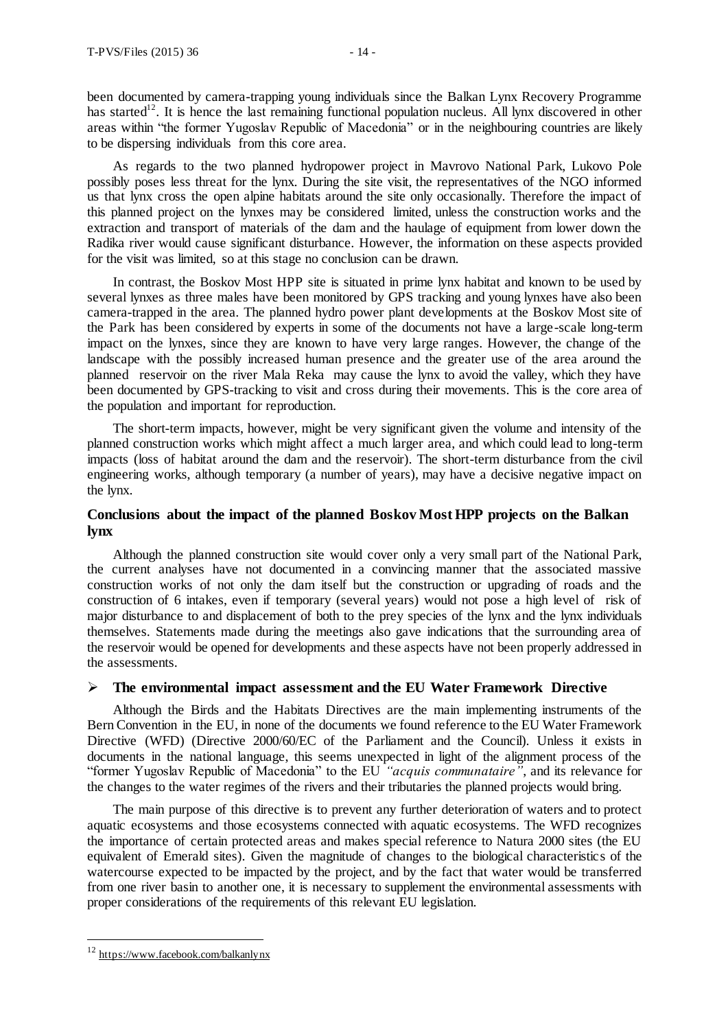been documented by camera-trapping young individuals since the Balkan Lynx Recovery Programme has started[12]. It is hence the last remaining functional population nucleus. All lynx discovered in other areas within "the former Yugoslav Republic of Macedonia" or in the neighbouring countries are likely to be dispersing individuals from this core area.

As regards to the two planned hydropower project in Mavrovo National Park, Lukovo Pole possibly poses less threat for the lynx. During the site visit, the representatives of the NGO informed us that lynx cross the open alpine habitats around the site only occasionally. Therefore the impact of this planned project on the lynxes may be considered limited, unless the construction works and the extraction and transport of materials of the dam and the haulage of equipment from lower down the Radika river would cause significant disturbance. However, the information on these aspects provided for the visit was limited, so at this stage no conclusion can be drawn.

In contrast, the Boskov Most HPP site is situated in prime lynx habitat and known to be used by several lynxes as three males have been monitored by GPS tracking and young lynxes have also been camera-trapped in the area. The planned hydro power plant developments at the Boskov Most site of the Park has been considered by experts in some of the documents not have a large-scale long-term impact on the lynxes, since they are known to have very large ranges. However, the change of the landscape with the possibly increased human presence and the greater use of the area around the planned reservoir on the river Mala Reka may cause the lynx to avoid the valley, which they have been documented by GPS-tracking to visit and cross during their movements. This is the core area of the population and important for reproduction.

The short-term impacts, however, might be very significant given the volume and intensity of the planned construction works which might affect a much larger area, and which could lead to long-term impacts (loss of habitat around the dam and the reservoir). The short-term disturbance from the civil engineering works, although temporary (a number of years), may have a decisive negative impact on the lynx.

### Conclusions about the impact of the planned Boskov Most HPP projects on the Balkan lynx

Although the planned construction site would cover only a very small part of the National Park, the current analyses have not documented in a convincing manner that the associated massive construction works of not only the dam itself but the construction or upgrading of roads and the construction of 6 intakes, even if temporary (several years) would not pose a high level of risk of major disturbance to and displacement of both to the prey species of the lynx and the lynx individuals themselves. Statements made during the meetings also gave indications that the surrounding area of the reservoir would be opened for developments and these aspects have not been properly addressed in the assessments.

### ➢ The environmental impact assessment and the EU Water Framework Directive

Although the Birds and the Habitats Directives are the main implementing instruments of the Bern Convention in the EU, in none of the documents we found reference to the EU Water Framework Directive (WFD) (Directive 2000/60/EC of the Parliament and the Council). Unless it exists in documents in the national language, this seems unexpected in light of the alignment process of the "former Yugoslav Republic of Macedonia" to the EU *"acquis communautaire"*, and its relevance for the changes to the water regimes of the rivers and their tributaries the planned projects would bring.

The main purpose of this directive is to prevent any further deterioration of waters and to protect aquatic ecosystems and those ecosystems connected with aquatic ecosystems. The WFD recognizes the importance of certain protected areas and makes special reference to Natura 2000 sites (the EU equivalent of Emerald sites). Given the magnitude of changes to the biological characteristics of the watercourse expected to be impacted by the project, and by the fact that water would be transferred from one river basin to another one, it is necessary to supplement the environmental assessments with proper considerations of the requirements of this relevant EU legislation.

---

[12] https://www.facebook.com/balkanlynx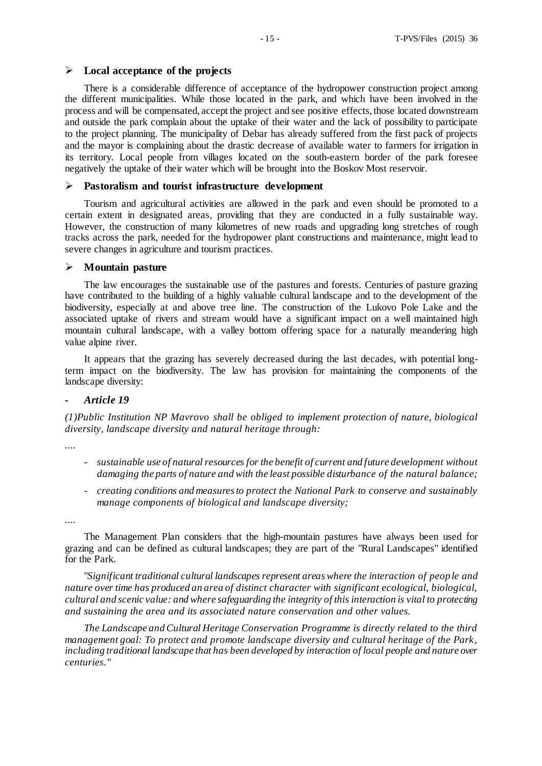## Local acceptance of the projects

There is a considerable difference of acceptance of the hydropower construction project among the different municipalities. While those located in the park, and which have been involved in the process and will be compensated, accept the project and see positive effects, those located downstream and outside the park complain about the uptake of their water and the lack of possibility to participate to the project planning. The municipality of Debar has already suffered from the first pack of projects and the mayor is complaining about the drastic decrease of available water to farmers for irrigation in its territory. Local people from villages located on the south-eastern border of the park foresee negatively the uptake of their water which will be brought into the Boskov Most reservoir.

## Pastoralism and tourist infrastructure development

Tourism and agricultural activities are allowed in the park and even should be promoted to a certain extent in designated areas, providing that they are conducted in a fully sustainable way. However, the construction of many kilometres of new roads and upgrading long stretches of rough tracks across the park, needed for the hydropower plant constructions and maintenance, might lead to severe changes in agriculture and tourism practices.

## Mountain pasture

The law encourages the sustainable use of the pastures and forests. Centuries of pasture grazing have contributed to the building of a highly valuable cultural landscape and to the development of the biodiversity, especially at and above tree line. The construction of the Lukovo Pole Lake and the associated uptake of rivers and stream would have a significant impact on a well maintained high mountain cultural landscape, with a valley bottom offering space for a naturally meandering high value alpine river.

It appears that the grazing has severely decreased during the last decades, with potential long-term impact on the biodiversity. The law has provision for maintaining the components of the landscape diversity:

### - *Article 19*

*(1)Public Institution NP Mavrovo shall be obliged to implement protection of nature, biological diversity, landscape diversity and natural heritage through:*

....

- *sustainable use of natural resources for the benefit of current and future development without damaging the parts of nature and with the least possible disturbance of the natural balance;*
- *creating conditions and measures to protect the National Park to conserve and sustainably manage components of biological and landscape diversity;*

....

The Management Plan considers that the high-mountain pastures have always been used for grazing and can be defined as cultural landscapes; they are part of the "Rural Landscapes" identified for the Park.

"*Significant traditional cultural landscapes represent areas where the interaction of people and nature over time has produced an area of distinct character with significant ecological, biological, cultural and scenic value: and where safeguarding the integrity of this interaction is vital to protecting and sustaining the area and its associated nature conservation and other values.*

*The Landscape and Cultural Heritage Conservation Programme is directly related to the third management goal: To protect and promote landscape diversity and cultural heritage of the Park, including traditional landscape that has been developed by interaction of local people and nature over centuries."*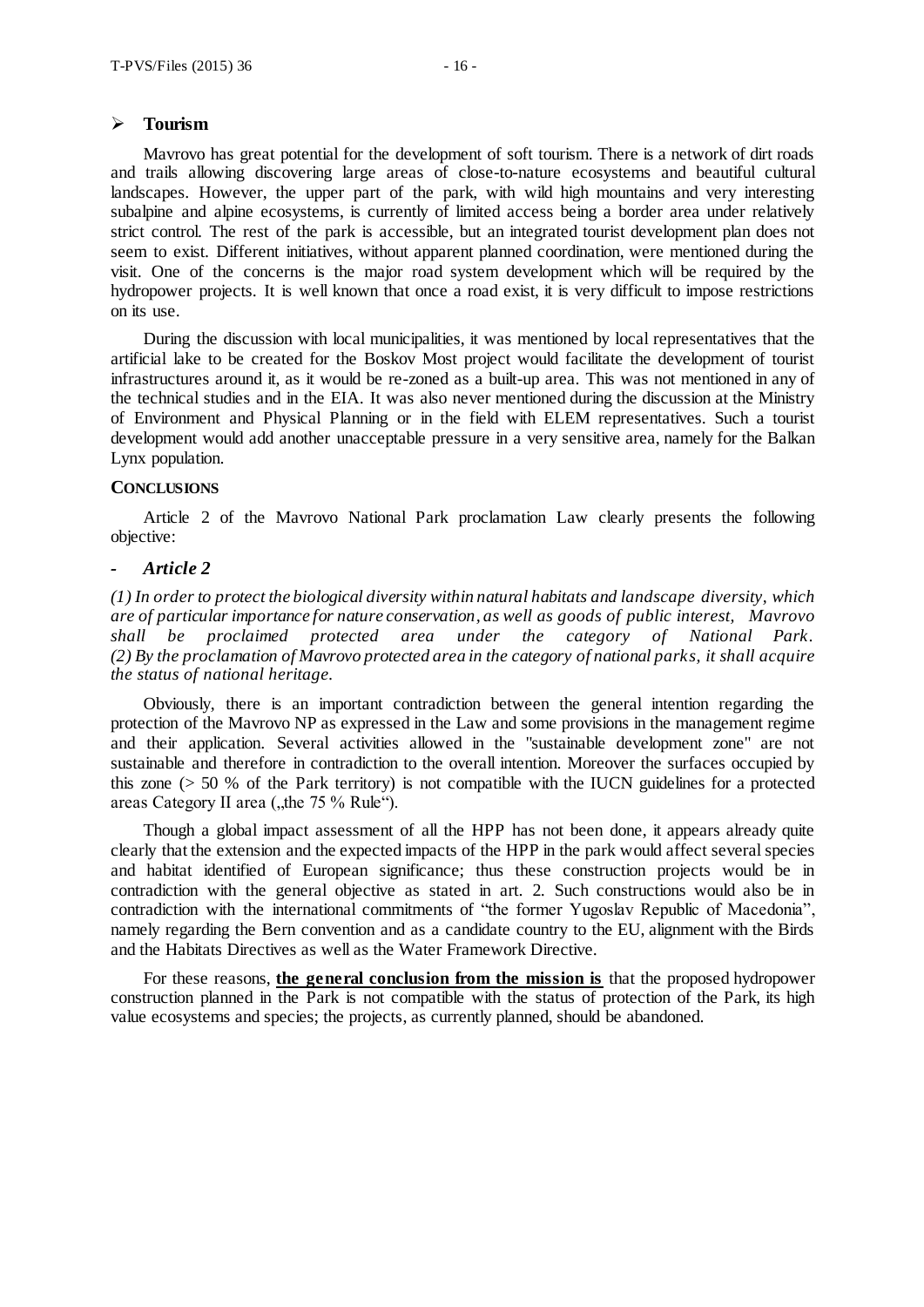- **Tourism**

Mavrovo has great potential for the development of soft tourism. There is a network of dirt roads and trails allowing discovering large areas of close-to-nature ecosystems and beautiful cultural landscapes. However, the upper part of the park, with wild high mountains and very interesting subalpine and alpine ecosystems, is currently of limited access being a border area under relatively strict control. The rest of the park is accessible, but an integrated tourist development plan does not seem to exist. Different initiatives, without apparent planned coordination, were mentioned during the visit. One of the concerns is the major road system development which will be required by the hydropower projects. It is well known that once a road exist, it is very difficult to impose restrictions on its use.

During the discussion with local municipalities, it was mentioned by local representatives that the artificial lake to be created for the Boskov Most project would facilitate the development of tourist infrastructures around it, as it would be re-zoned as a built-up area. This was not mentioned in any of the technical studies and in the EIA. It was also never mentioned during the discussion at the Ministry of Environment and Physical Planning or in the field with ELEM representatives. Such a tourist development would add another unacceptable pressure in a very sensitive area, namely for the Balkan Lynx population.

## CONCLUSIONS

Article 2 of the Mavrovo National Park proclamation Law clearly presents the following objective:

- ***Article 2***

*(1) In order to protect the biological diversity within natural habitats and landscape diversity, which are of particular importance for nature conservation, as well as goods of public interest, Mavrovo shall be proclaimed protected area under the category of National Park. (2) By the proclamation of Mavrovo protected area in the category of national parks, it shall acquire the status of national heritage.*

Obviously, there is an important contradiction between the general intention regarding the protection of the Mavrovo NP as expressed in the Law and some provisions in the management regime and their application. Several activities allowed in the "sustainable development zone" are not sustainable and therefore in contradiction to the overall intention. Moreover the surfaces occupied by this zone (> 50 % of the Park territory) is not compatible with the IUCN guidelines for a protected areas Category II area („the 75 % Rule").

Though a global impact assessment of all the HPP has not been done, it appears already quite clearly that the extension and the expected impacts of the HPP in the park would affect several species and habitat identified of European significance; thus these construction projects would be in contradiction with the general objective as stated in art. 2. Such constructions would also be in contradiction with the international commitments of "the former Yugoslav Republic of Macedonia", namely regarding the Bern convention and as a candidate country to the EU, alignment with the Birds and the Habitats Directives as well as the Water Framework Directive.

For these reasons, **the general conclusion from the mission is** that the proposed hydropower construction planned in the Park is not compatible with the status of protection of the Park, its high value ecosystems and species; the projects, as currently planned, should be abandoned.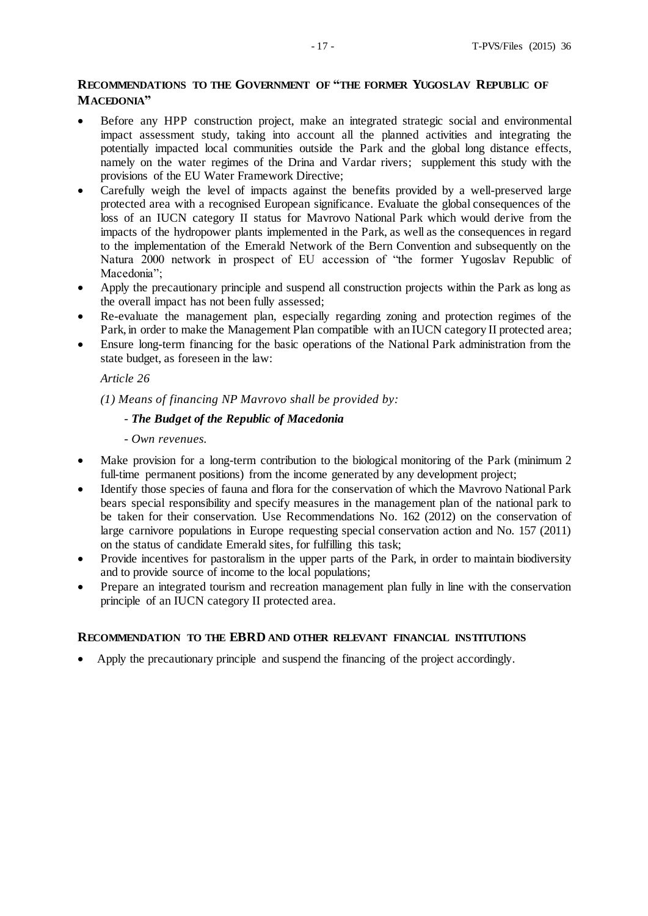## RECOMMENDATIONS TO THE GOVERNMENT OF "THE FORMER YUGOSLAV REPUBLIC OF MACEDONIA"

- Before any HPP construction project, make an integrated strategic social and environmental impact assessment study, taking into account all the planned activities and integrating the potentially impacted local communities outside the Park and the global long distance effects, namely on the water regimes of the Drina and Vardar rivers; supplement this study with the provisions of the EU Water Framework Directive;
- Carefully weigh the level of impacts against the benefits provided by a well-preserved large protected area with a recognised European significance. Evaluate the global consequences of the loss of an IUCN category II status for Mavrovo National Park which would derive from the impacts of the hydropower plants implemented in the Park, as well as the consequences in regard to the implementation of the Emerald Network of the Bern Convention and subsequently on the Natura 2000 network in prospect of EU accession of "the former Yugoslav Republic of Macedonia";
- Apply the precautionary principle and suspend all construction projects within the Park as long as the overall impact has not been fully assessed;
- Re-evaluate the management plan, especially regarding zoning and protection regimes of the Park, in order to make the Management Plan compatible with an IUCN category II protected area;
- Ensure long-term financing for the basic operations of the National Park administration from the state budget, as foreseen in the law:

  *Article 26*

  *(1) Means of financing NP Mavrovo shall be provided by:*

  - ***The Budget of the Republic of Macedonia***
  - *Own revenues.*

- Make provision for a long-term contribution to the biological monitoring of the Park (minimum 2 full-time permanent positions) from the income generated by any development project;
- Identify those species of fauna and flora for the conservation of which the Mavrovo National Park bears special responsibility and specify measures in the management plan of the national park to be taken for their conservation. Use Recommendations No. 162 (2012) on the conservation of large carnivore populations in Europe requesting special conservation action and No. 157 (2011) on the status of candidate Emerald sites, for fulfilling this task;
- Provide incentives for pastoralism in the upper parts of the Park, in order to maintain biodiversity and to provide source of income to the local populations;
- Prepare an integrated tourism and recreation management plan fully in line with the conservation principle of an IUCN category II protected area.

## RECOMMENDATION TO THE EBRD AND OTHER RELEVANT FINANCIAL INSTITUTIONS

- Apply the precautionary principle and suspend the financing of the project accordingly.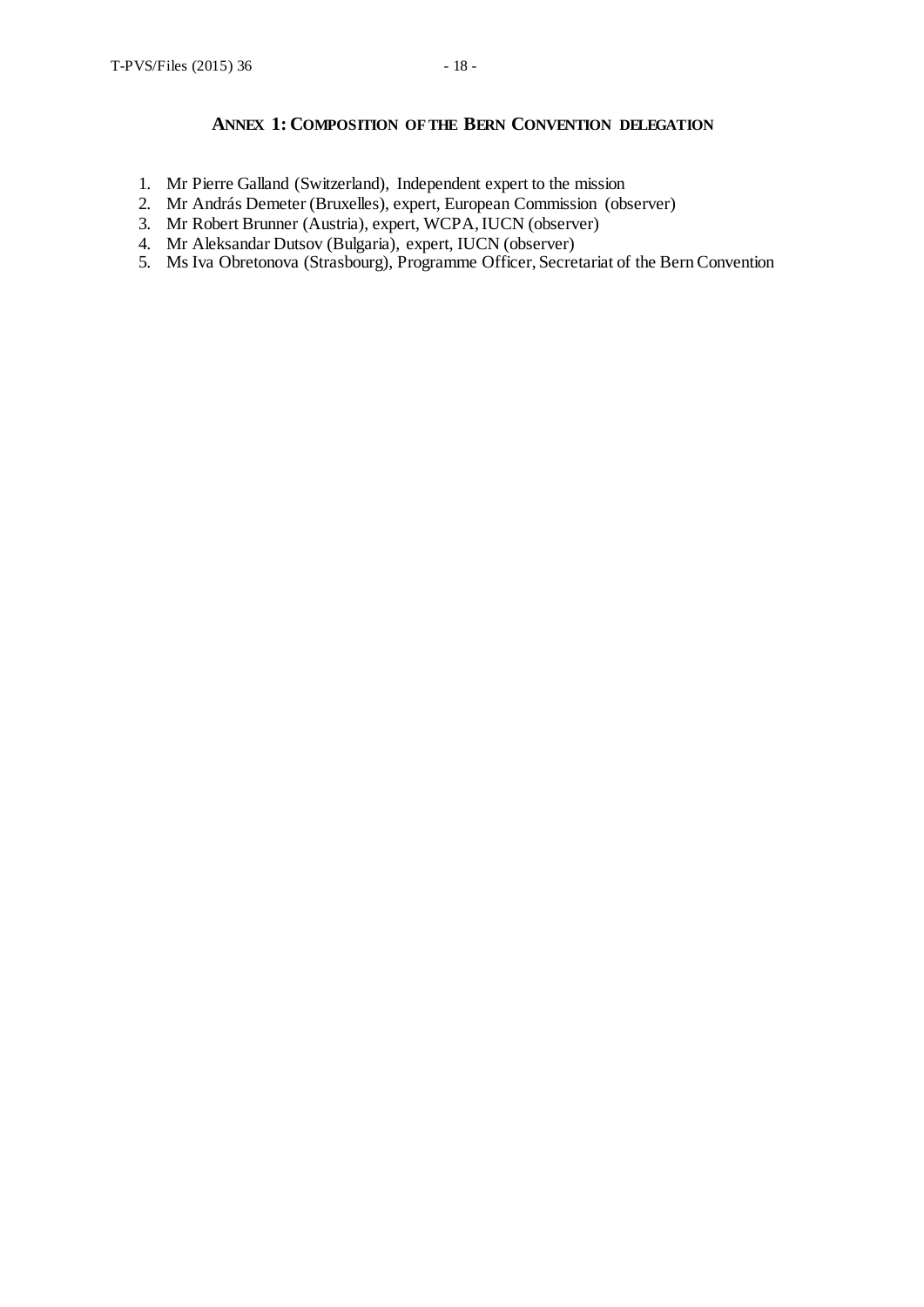## ANNEX 1: COMPOSITION OF THE BERN CONVENTION DELEGATION

1. Mr Pierre Galland (Switzerland), Independent expert to the mission
2. Mr András Demeter (Bruxelles), expert, European Commission (observer)
3. Mr Robert Brunner (Austria), expert, WCPA, IUCN (observer)
4. Mr Aleksandar Dutsov (Bulgaria), expert, IUCN (observer)
5. Ms Iva Obretonova (Strasbourg), Programme Officer, Secretariat of the Bern Convention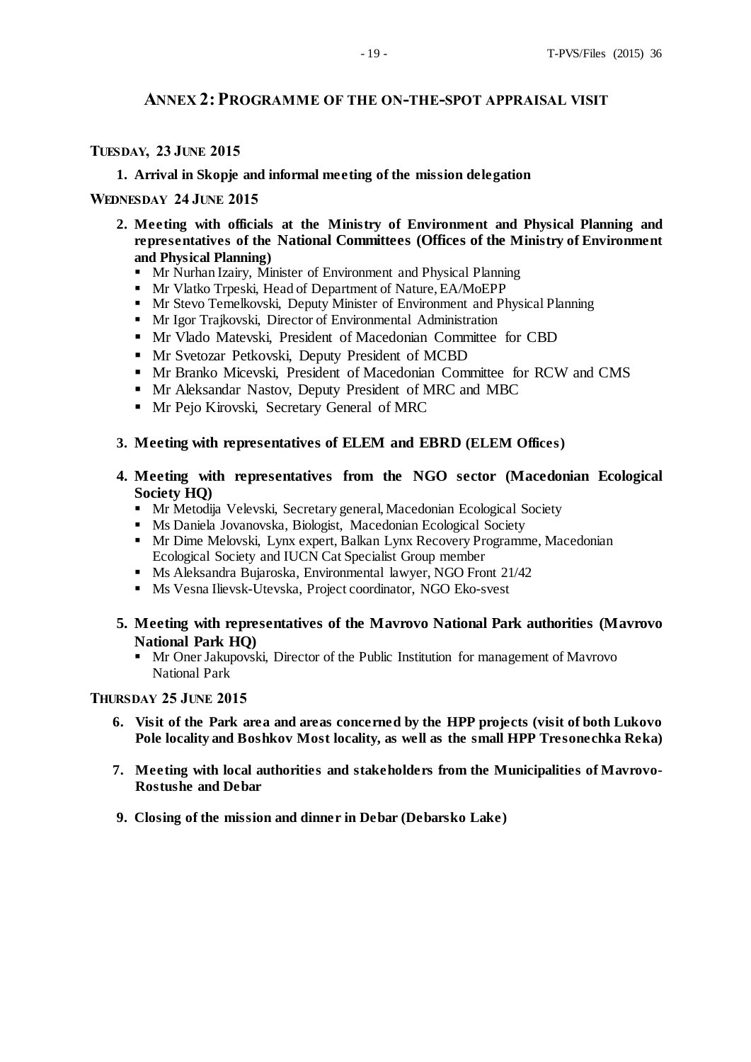## ANNEX 2: PROGRAMME OF THE ON-THE-SPOT APPRAISAL VISIT

**TUESDAY, 23 JUNE 2015**

1. **Arrival in Skopje and informal meeting of the mission delegation**

**WEDNESDAY 24 JUNE 2015**

2. **Meeting with officials at the Ministry of Environment and Physical Planning and representatives of the National Committees (Offices of the Ministry of Environment and Physical Planning)**
   - Mr Nurhan Izairy, Minister of Environment and Physical Planning
   - Mr Vlatko Trpeski, Head of Department of Nature, EA/MoEPP
   - Mr Stevo Temelkovski, Deputy Minister of Environment and Physical Planning
   - Mr Igor Trajkovski, Director of Environmental Administration
   - Mr Vlado Matevski, President of Macedonian Committee for CBD
   - Mr Svetozar Petkovski, Deputy President of MCBD
   - Mr Branko Micevski, President of Macedonian Committee for RCW and CMS
   - Mr Aleksandar Nastov, Deputy President of MRC and MBC
   - Mr Pejo Kirovski, Secretary General of MRC

3. **Meeting with representatives of ELEM and EBRD (ELEM Offices)**

4. **Meeting with representatives from the NGO sector (Macedonian Ecological Society HQ)**
   - Mr Metodija Velevski, Secretary general, Macedonian Ecological Society
   - Ms Daniela Jovanovska, Biologist, Macedonian Ecological Society
   - Mr Dime Melovski, Lynx expert, Balkan Lynx Recovery Programme, Macedonian Ecological Society and IUCN Cat Specialist Group member
   - Ms Aleksandra Bujaroska, Environmental lawyer, NGO Front 21/42
   - Ms Vesna Ilievsk-Utevska, Project coordinator, NGO Eko-svest

5. **Meeting with representatives of the Mavrovo National Park authorities (Mavrovo National Park HQ)**
   - Mr Oner Jakupovski, Director of the Public Institution for management of Mavrovo National Park

**THURSDAY 25 JUNE 2015**

6. **Visit of the Park area and areas concerned by the HPP projects (visit of both Lukovo Pole locality and Boshkov Most locality, as well as the small HPP Tresonechka Reka)**

7. **Meeting with local authorities and stakeholders from the Municipalities of Mavrovo-Rostushe and Debar**

9. **Closing of the mission and dinner in Debar (Debarsko Lake)**